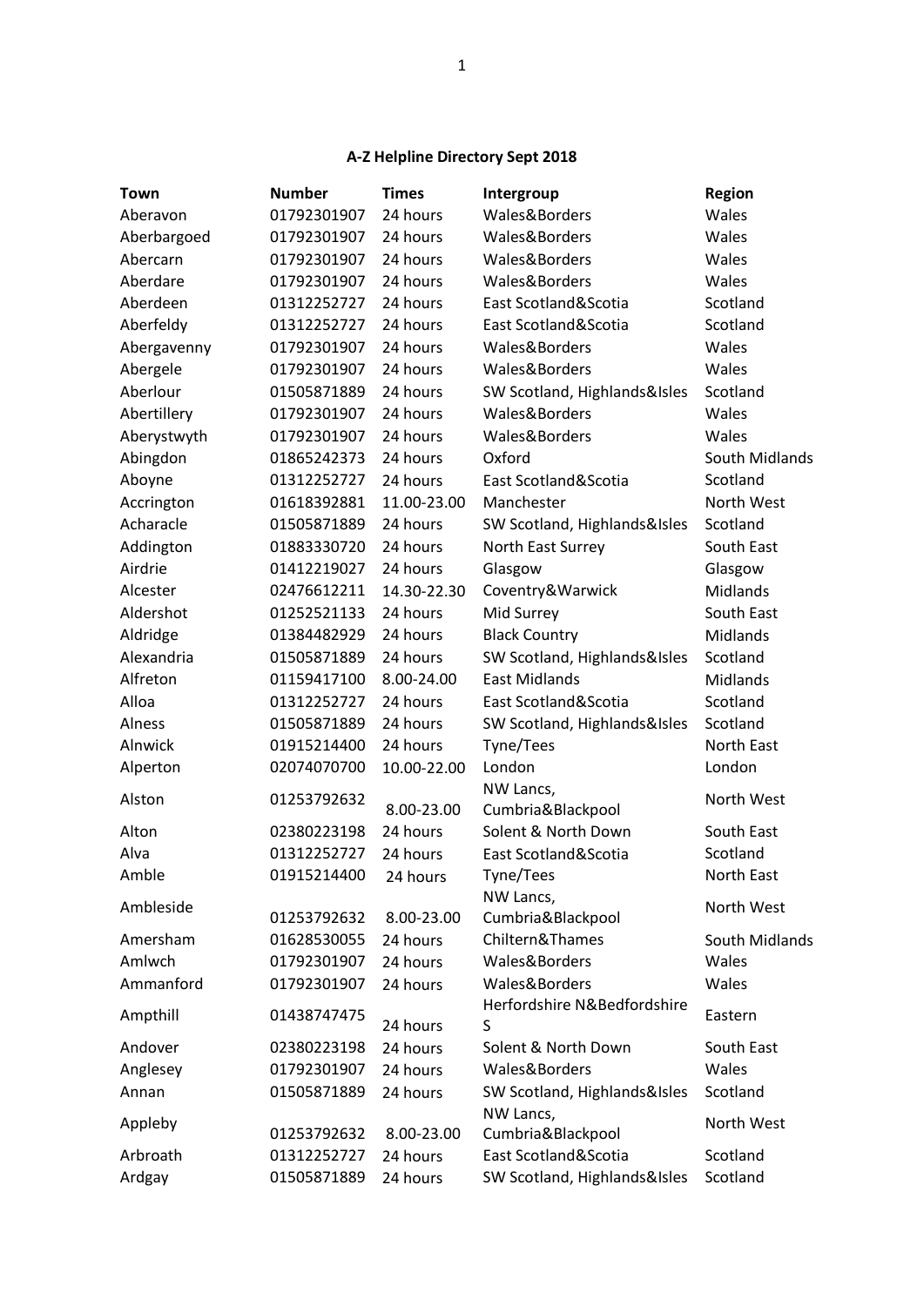**A-Z Helpline Directory Sept 2018**

| Town | Number | Times | Intergroup | Region |
|---|---|---|---|---|
| Aberavon | 01792301907 | 24 hours | Wales&Borders | Wales |
| Aberbargoed | 01792301907 | 24 hours | Wales&Borders | Wales |
| Abercarn | 01792301907 | 24 hours | Wales&Borders | Wales |
| Aberdare | 01792301907 | 24 hours | Wales&Borders | Wales |
| Aberdeen | 01312252727 | 24 hours | East Scotland&Scotia | Scotland |
| Aberfeldy | 01312252727 | 24 hours | East Scotland&Scotia | Scotland |
| Abergavenny | 01792301907 | 24 hours | Wales&Borders | Wales |
| Abergele | 01792301907 | 24 hours | Wales&Borders | Wales |
| Aberlour | 01505871889 | 24 hours | SW Scotland, Highlands&Isles | Scotland |
| Abertillery | 01792301907 | 24 hours | Wales&Borders | Wales |
| Aberystwyth | 01792301907 | 24 hours | Wales&Borders | Wales |
| Abingdon | 01865242373 | 24 hours | Oxford | South Midlands |
| Aboyne | 01312252727 | 24 hours | East Scotland&Scotia | Scotland |
| Accrington | 01618392881 | 11.00-23.00 | Manchester | North West |
| Acharacle | 01505871889 | 24 hours | SW Scotland, Highlands&Isles | Scotland |
| Addington | 01883330720 | 24 hours | North East Surrey | South East |
| Airdrie | 01412219027 | 24 hours | Glasgow | Glasgow |
| Alcester | 02476612211 | 14.30-22.30 | Coventry&Warwick | Midlands |
| Aldershot | 01252521133 | 24 hours | Mid Surrey | South East |
| Aldridge | 01384482929 | 24 hours | Black Country | Midlands |
| Alexandria | 01505871889 | 24 hours | SW Scotland, Highlands&Isles | Scotland |
| Alfreton | 01159417100 | 8.00-24.00 | East Midlands | Midlands |
| Alloa | 01312252727 | 24 hours | East Scotland&Scotia | Scotland |
| Alness | 01505871889 | 24 hours | SW Scotland, Highlands&Isles | Scotland |
| Alnwick | 01915214400 | 24 hours | Tyne/Tees | North East |
| Alperton | 02074070700 | 10.00-22.00 | London | London |
| Alston | 01253792632 | 8.00-23.00 | NW Lancs, Cumbria&Blackpool | North West |
| Alton | 02380223198 | 24 hours | Solent & North Down | South East |
| Alva | 01312252727 | 24 hours | East Scotland&Scotia | Scotland |
| Amble | 01915214400 | 24 hours | Tyne/Tees | North East |
| Ambleside | 01253792632 | 8.00-23.00 | NW Lancs, Cumbria&Blackpool | North West |
| Amersham | 01628530055 | 24 hours | Chiltern&Thames | South Midlands |
| Amlwch | 01792301907 | 24 hours | Wales&Borders | Wales |
| Ammanford | 01792301907 | 24 hours | Wales&Borders | Wales |
| Ampthill | 01438747475 | 24 hours | Herfordshire N&Bedfordshire S | Eastern |
| Andover | 02380223198 | 24 hours | Solent & North Down | South East |
| Anglesey | 01792301907 | 24 hours | Wales&Borders | Wales |
| Annan | 01505871889 | 24 hours | SW Scotland, Highlands&Isles | Scotland |
| Appleby | 01253792632 | 8.00-23.00 | NW Lancs, Cumbria&Blackpool | North West |
| Arbroath | 01312252727 | 24 hours | East Scotland&Scotia | Scotland |
| Ardgay | 01505871889 | 24 hours | SW Scotland, Highlands&Isles | Scotland |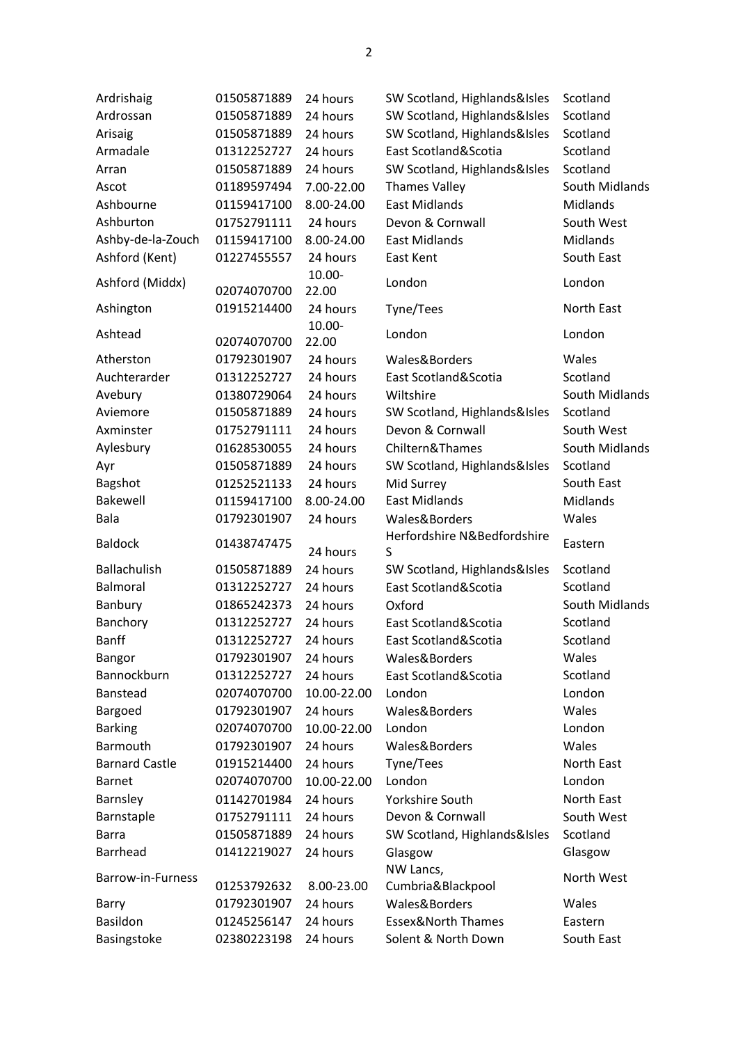| | | | | |
|---|---|---|---|---|
| Ardrishaig | 01505871889 | 24 hours | SW Scotland, Highlands&Isles | Scotland |
| Ardrossan | 01505871889 | 24 hours | SW Scotland, Highlands&Isles | Scotland |
| Arisaig | 01505871889 | 24 hours | SW Scotland, Highlands&Isles | Scotland |
| Armadale | 01312252727 | 24 hours | East Scotland&Scotia | Scotland |
| Arran | 01505871889 | 24 hours | SW Scotland, Highlands&Isles | Scotland |
| Ascot | 01189597494 | 7.00-22.00 | Thames Valley | South Midlands |
| Ashbourne | 01159417100 | 8.00-24.00 | East Midlands | Midlands |
| Ashburton | 01752791111 | 24 hours | Devon & Cornwall | South West |
| Ashby-de-la-Zouch | 01159417100 | 8.00-24.00 | East Midlands | Midlands |
| Ashford (Kent) | 01227455557 | 24 hours | East Kent | South East |
| Ashford (Middx) | 02074070700 | 10.00-22.00 | London | London |
| Ashington | 01915214400 | 24 hours | Tyne/Tees | North East |
| Ashtead | 02074070700 | 10.00-22.00 | London | London |
| Atherston | 01792301907 | 24 hours | Wales&Borders | Wales |
| Auchterarder | 01312252727 | 24 hours | East Scotland&Scotia | Scotland |
| Avebury | 01380729064 | 24 hours | Wiltshire | South Midlands |
| Aviemore | 01505871889 | 24 hours | SW Scotland, Highlands&Isles | Scotland |
| Axminster | 01752791111 | 24 hours | Devon & Cornwall | South West |
| Aylesbury | 01628530055 | 24 hours | Chiltern&Thames | South Midlands |
| Ayr | 01505871889 | 24 hours | SW Scotland, Highlands&Isles | Scotland |
| Bagshot | 01252521133 | 24 hours | Mid Surrey | South East |
| Bakewell | 01159417100 | 8.00-24.00 | East Midlands | Midlands |
| Bala | 01792301907 | 24 hours | Wales&Borders | Wales |
| Baldock | 01438747475 | 24 hours | Herfordshire N&Bedfordshire S | Eastern |
| Ballachulish | 01505871889 | 24 hours | SW Scotland, Highlands&Isles | Scotland |
| Balmoral | 01312252727 | 24 hours | East Scotland&Scotia | Scotland |
| Banbury | 01865242373 | 24 hours | Oxford | South Midlands |
| Banchory | 01312252727 | 24 hours | East Scotland&Scotia | Scotland |
| Banff | 01312252727 | 24 hours | East Scotland&Scotia | Scotland |
| Bangor | 01792301907 | 24 hours | Wales&Borders | Wales |
| Bannockburn | 01312252727 | 24 hours | East Scotland&Scotia | Scotland |
| Banstead | 02074070700 | 10.00-22.00 | London | London |
| Bargoed | 01792301907 | 24 hours | Wales&Borders | Wales |
| Barking | 02074070700 | 10.00-22.00 | London | London |
| Barmouth | 01792301907 | 24 hours | Wales&Borders | Wales |
| Barnard Castle | 01915214400 | 24 hours | Tyne/Tees | North East |
| Barnet | 02074070700 | 10.00-22.00 | London | London |
| Barnsley | 01142701984 | 24 hours | Yorkshire South | North East |
| Barnstaple | 01752791111 | 24 hours | Devon & Cornwall | South West |
| Barra | 01505871889 | 24 hours | SW Scotland, Highlands&Isles | Scotland |
| Barrhead | 01412219027 | 24 hours | Glasgow | Glasgow |
| Barrow-in-Furness | 01253792632 | 8.00-23.00 | NW Lancs, Cumbria&Blackpool | North West |
| Barry | 01792301907 | 24 hours | Wales&Borders | Wales |
| Basildon | 01245256147 | 24 hours | Essex&North Thames | Eastern |
| Basingstoke | 02380223198 | 24 hours | Solent & North Down | South East |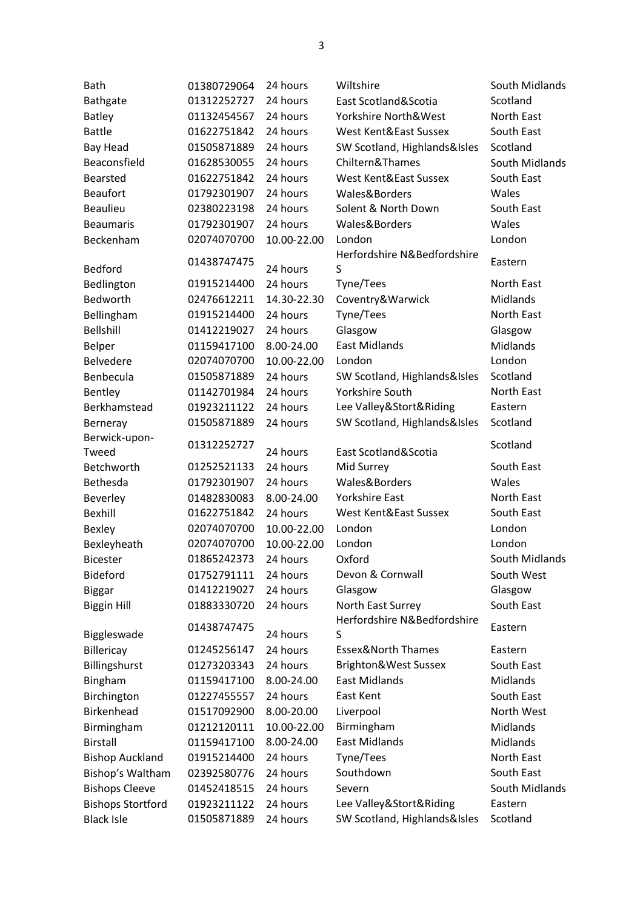| | | | | |
|---|---|---|---|---|
| Bath | 01380729064 | 24 hours | Wiltshire | South Midlands |
| Bathgate | 01312252727 | 24 hours | East Scotland&Scotia | Scotland |
| Batley | 01132454567 | 24 hours | Yorkshire North&West | North East |
| Battle | 01622751842 | 24 hours | West Kent&East Sussex | South East |
| Bay Head | 01505871889 | 24 hours | SW Scotland, Highlands&Isles | Scotland |
| Beaconsfield | 01628530055 | 24 hours | Chiltern&Thames | South Midlands |
| Bearsted | 01622751842 | 24 hours | West Kent&East Sussex | South East |
| Beaufort | 01792301907 | 24 hours | Wales&Borders | Wales |
| Beaulieu | 02380223198 | 24 hours | Solent & North Down | South East |
| Beaumaris | 01792301907 | 24 hours | Wales&Borders | Wales |
| Beckenham | 02074070700 | 10.00-22.00 | London | London |
| Bedford | 01438747475 | 24 hours | Herfordshire N&Bedfordshire S | Eastern |
| Bedlington | 01915214400 | 24 hours | Tyne/Tees | North East |
| Bedworth | 02476612211 | 14.30-22.30 | Coventry&Warwick | Midlands |
| Bellingham | 01915214400 | 24 hours | Tyne/Tees | North East |
| Bellshill | 01412219027 | 24 hours | Glasgow | Glasgow |
| Belper | 01159417100 | 8.00-24.00 | East Midlands | Midlands |
| Belvedere | 02074070700 | 10.00-22.00 | London | London |
| Benbecula | 01505871889 | 24 hours | SW Scotland, Highlands&Isles | Scotland |
| Bentley | 01142701984 | 24 hours | Yorkshire South | North East |
| Berkhamstead | 01923211122 | 24 hours | Lee Valley&Stort&Riding | Eastern |
| Berneray | 01505871889 | 24 hours | SW Scotland, Highlands&Isles | Scotland |
| Berwick-upon-Tweed | 01312252727 | 24 hours | East Scotland&Scotia | Scotland |
| Betchworth | 01252521133 | 24 hours | Mid Surrey | South East |
| Bethesda | 01792301907 | 24 hours | Wales&Borders | Wales |
| Beverley | 01482830083 | 8.00-24.00 | Yorkshire East | North East |
| Bexhill | 01622751842 | 24 hours | West Kent&East Sussex | South East |
| Bexley | 02074070700 | 10.00-22.00 | London | London |
| Bexleyheath | 02074070700 | 10.00-22.00 | London | London |
| Bicester | 01865242373 | 24 hours | Oxford | South Midlands |
| Bideford | 01752791111 | 24 hours | Devon & Cornwall | South West |
| Biggar | 01412219027 | 24 hours | Glasgow | Glasgow |
| Biggin Hill | 01883330720 | 24 hours | North East Surrey | South East |
| Biggleswade | 01438747475 | 24 hours | Herfordshire N&Bedfordshire S | Eastern |
| Billericay | 01245256147 | 24 hours | Essex&North Thames | Eastern |
| Billingshurst | 01273203343 | 24 hours | Brighton&West Sussex | South East |
| Bingham | 01159417100 | 8.00-24.00 | East Midlands | Midlands |
| Birchington | 01227455557 | 24 hours | East Kent | South East |
| Birkenhead | 01517092900 | 8.00-20.00 | Liverpool | North West |
| Birmingham | 01212120111 | 10.00-22.00 | Birmingham | Midlands |
| Birstall | 01159417100 | 8.00-24.00 | East Midlands | Midlands |
| Bishop Auckland | 01915214400 | 24 hours | Tyne/Tees | North East |
| Bishop's Waltham | 02392580776 | 24 hours | Southdown | South East |
| Bishops Cleeve | 01452418515 | 24 hours | Severn | South Midlands |
| Bishops Stortford | 01923211122 | 24 hours | Lee Valley&Stort&Riding | Eastern |
| Black Isle | 01505871889 | 24 hours | SW Scotland, Highlands&Isles | Scotland |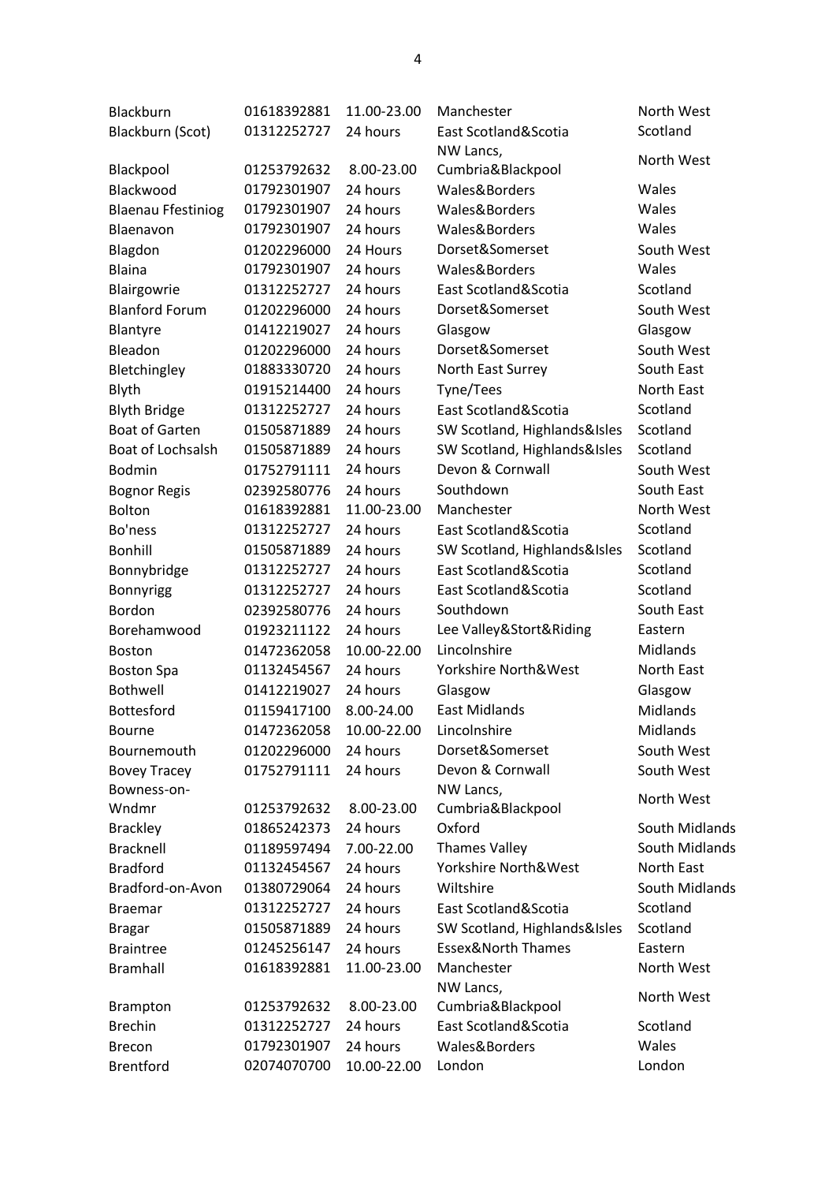| | | | | |
|---|---|---|---|---|
| Blackburn | 01618392881 | 11.00-23.00 | Manchester | North West |
| Blackburn (Scot) | 01312252727 | 24 hours | East Scotland&Scotia | Scotland |
| Blackpool | 01253792632 | 8.00-23.00 | NW Lancs, Cumbria&Blackpool | North West |
| Blackwood | 01792301907 | 24 hours | Wales&Borders | Wales |
| Blaenau Ffestiniog | 01792301907 | 24 hours | Wales&Borders | Wales |
| Blaenavon | 01792301907 | 24 hours | Wales&Borders | Wales |
| Blagdon | 01202296000 | 24 Hours | Dorset&Somerset | South West |
| Blaina | 01792301907 | 24 hours | Wales&Borders | Wales |
| Blairgowrie | 01312252727 | 24 hours | East Scotland&Scotia | Scotland |
| Blanford Forum | 01202296000 | 24 hours | Dorset&Somerset | South West |
| Blantyre | 01412219027 | 24 hours | Glasgow | Glasgow |
| Bleadon | 01202296000 | 24 hours | Dorset&Somerset | South West |
| Bletchingley | 01883330720 | 24 hours | North East Surrey | South East |
| Blyth | 01915214400 | 24 hours | Tyne/Tees | North East |
| Blyth Bridge | 01312252727 | 24 hours | East Scotland&Scotia | Scotland |
| Boat of Garten | 01505871889 | 24 hours | SW Scotland, Highlands&Isles | Scotland |
| Boat of Lochsalsh | 01505871889 | 24 hours | SW Scotland, Highlands&Isles | Scotland |
| Bodmin | 01752791111 | 24 hours | Devon & Cornwall | South West |
| Bognor Regis | 02392580776 | 24 hours | Southdown | South East |
| Bolton | 01618392881 | 11.00-23.00 | Manchester | North West |
| Bo'ness | 01312252727 | 24 hours | East Scotland&Scotia | Scotland |
| Bonhill | 01505871889 | 24 hours | SW Scotland, Highlands&Isles | Scotland |
| Bonnybridge | 01312252727 | 24 hours | East Scotland&Scotia | Scotland |
| Bonnyrigg | 01312252727 | 24 hours | East Scotland&Scotia | Scotland |
| Bordon | 02392580776 | 24 hours | Southdown | South East |
| Borehamwood | 01923211122 | 24 hours | Lee Valley&Stort&Riding | Eastern |
| Boston | 01472362058 | 10.00-22.00 | Lincolnshire | Midlands |
| Boston Spa | 01132454567 | 24 hours | Yorkshire North&West | North East |
| Bothwell | 01412219027 | 24 hours | Glasgow | Glasgow |
| Bottesford | 01159417100 | 8.00-24.00 | East Midlands | Midlands |
| Bourne | 01472362058 | 10.00-22.00 | Lincolnshire | Midlands |
| Bournemouth | 01202296000 | 24 hours | Dorset&Somerset | South West |
| Bovey Tracey | 01752791111 | 24 hours | Devon & Cornwall | South West |
| Bowness-on-Wndmr | 01253792632 | 8.00-23.00 | NW Lancs, Cumbria&Blackpool | North West |
| Brackley | 01865242373 | 24 hours | Oxford | South Midlands |
| Bracknell | 01189597494 | 7.00-22.00 | Thames Valley | South Midlands |
| Bradford | 01132454567 | 24 hours | Yorkshire North&West | North East |
| Bradford-on-Avon | 01380729064 | 24 hours | Wiltshire | South Midlands |
| Braemar | 01312252727 | 24 hours | East Scotland&Scotia | Scotland |
| Bragar | 01505871889 | 24 hours | SW Scotland, Highlands&Isles | Scotland |
| Braintree | 01245256147 | 24 hours | Essex&North Thames | Eastern |
| Bramhall | 01618392881 | 11.00-23.00 | Manchester | North West |
| Brampton | 01253792632 | 8.00-23.00 | NW Lancs, Cumbria&Blackpool | North West |
| Brechin | 01312252727 | 24 hours | East Scotland&Scotia | Scotland |
| Brecon | 01792301907 | 24 hours | Wales&Borders | Wales |
| Brentford | 02074070700 | 10.00-22.00 | London | London |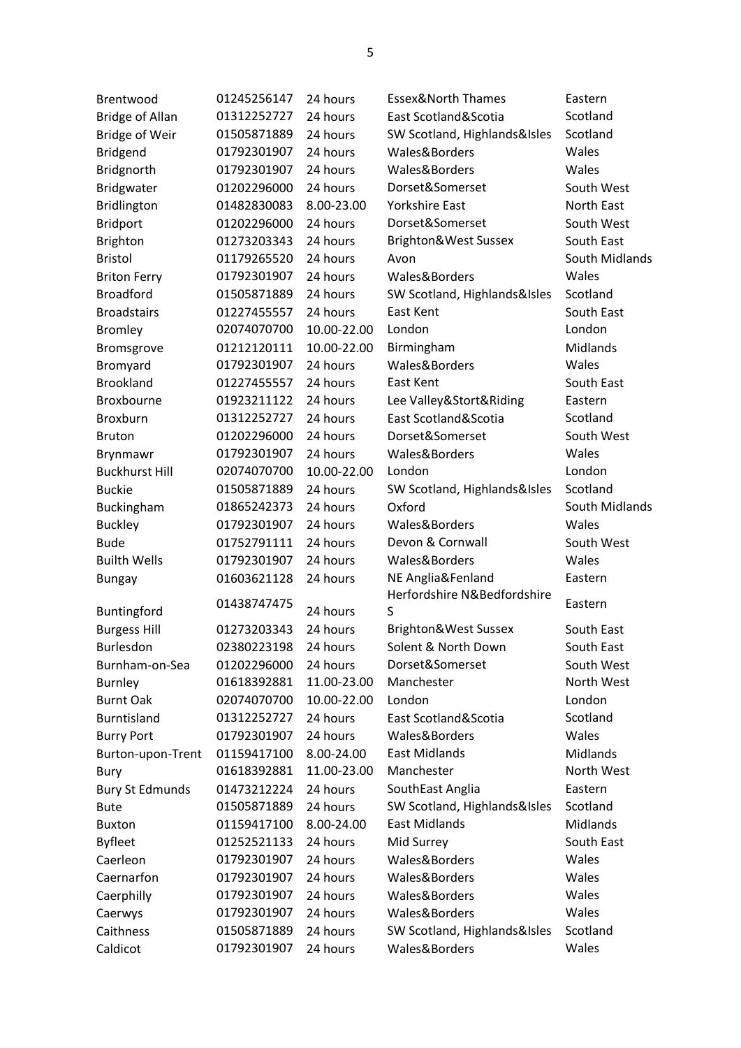| | | | | |
|---|---|---|---|---|
| Brentwood | 01245256147 | 24 hours | Essex&North Thames | Eastern |
| Bridge of Allan | 01312252727 | 24 hours | East Scotland&Scotia | Scotland |
| Bridge of Weir | 01505871889 | 24 hours | SW Scotland, Highlands&Isles | Scotland |
| Bridgend | 01792301907 | 24 hours | Wales&Borders | Wales |
| Bridgnorth | 01792301907 | 24 hours | Wales&Borders | Wales |
| Bridgwater | 01202296000 | 24 hours | Dorset&Somerset | South West |
| Bridlington | 01482830083 | 8.00-23.00 | Yorkshire East | North East |
| Bridport | 01202296000 | 24 hours | Dorset&Somerset | South West |
| Brighton | 01273203343 | 24 hours | Brighton&West Sussex | South East |
| Bristol | 01179265520 | 24 hours | Avon | South Midlands |
| Briton Ferry | 01792301907 | 24 hours | Wales&Borders | Wales |
| Broadford | 01505871889 | 24 hours | SW Scotland, Highlands&Isles | Scotland |
| Broadstairs | 01227455557 | 24 hours | East Kent | South East |
| Bromley | 02074070700 | 10.00-22.00 | London | London |
| Bromsgrove | 01212120111 | 10.00-22.00 | Birmingham | Midlands |
| Bromyard | 01792301907 | 24 hours | Wales&Borders | Wales |
| Brookland | 01227455557 | 24 hours | East Kent | South East |
| Broxbourne | 01923211122 | 24 hours | Lee Valley&Stort&Riding | Eastern |
| Broxburn | 01312252727 | 24 hours | East Scotland&Scotia | Scotland |
| Bruton | 01202296000 | 24 hours | Dorset&Somerset | South West |
| Brynmawr | 01792301907 | 24 hours | Wales&Borders | Wales |
| Buckhurst Hill | 02074070700 | 10.00-22.00 | London | London |
| Buckie | 01505871889 | 24 hours | SW Scotland, Highlands&Isles | Scotland |
| Buckingham | 01865242373 | 24 hours | Oxford | South Midlands |
| Buckley | 01792301907 | 24 hours | Wales&Borders | Wales |
| Bude | 01752791111 | 24 hours | Devon & Cornwall | South West |
| Builth Wells | 01792301907 | 24 hours | Wales&Borders | Wales |
| Bungay | 01603621128 | 24 hours | NE Anglia&Fenland | Eastern |
| Buntingford | 01438747475 | 24 hours | Herfordshire N&Bedfordshire S | Eastern |
| Burgess Hill | 01273203343 | 24 hours | Brighton&West Sussex | South East |
| Burlesdon | 02380223198 | 24 hours | Solent & North Down | South East |
| Burnham-on-Sea | 01202296000 | 24 hours | Dorset&Somerset | South West |
| Burnley | 01618392881 | 11.00-23.00 | Manchester | North West |
| Burnt Oak | 02074070700 | 10.00-22.00 | London | London |
| Burntisland | 01312252727 | 24 hours | East Scotland&Scotia | Scotland |
| Burry Port | 01792301907 | 24 hours | Wales&Borders | Wales |
| Burton-upon-Trent | 01159417100 | 8.00-24.00 | East Midlands | Midlands |
| Bury | 01618392881 | 11.00-23.00 | Manchester | North West |
| Bury St Edmunds | 01473212224 | 24 hours | SouthEast Anglia | Eastern |
| Bute | 01505871889 | 24 hours | SW Scotland, Highlands&Isles | Scotland |
| Buxton | 01159417100 | 8.00-24.00 | East Midlands | Midlands |
| Byfleet | 01252521133 | 24 hours | Mid Surrey | South East |
| Caerleon | 01792301907 | 24 hours | Wales&Borders | Wales |
| Caernarfon | 01792301907 | 24 hours | Wales&Borders | Wales |
| Caerphilly | 01792301907 | 24 hours | Wales&Borders | Wales |
| Caerwys | 01792301907 | 24 hours | Wales&Borders | Wales |
| Caithness | 01505871889 | 24 hours | SW Scotland, Highlands&Isles | Scotland |
| Caldicot | 01792301907 | 24 hours | Wales&Borders | Wales |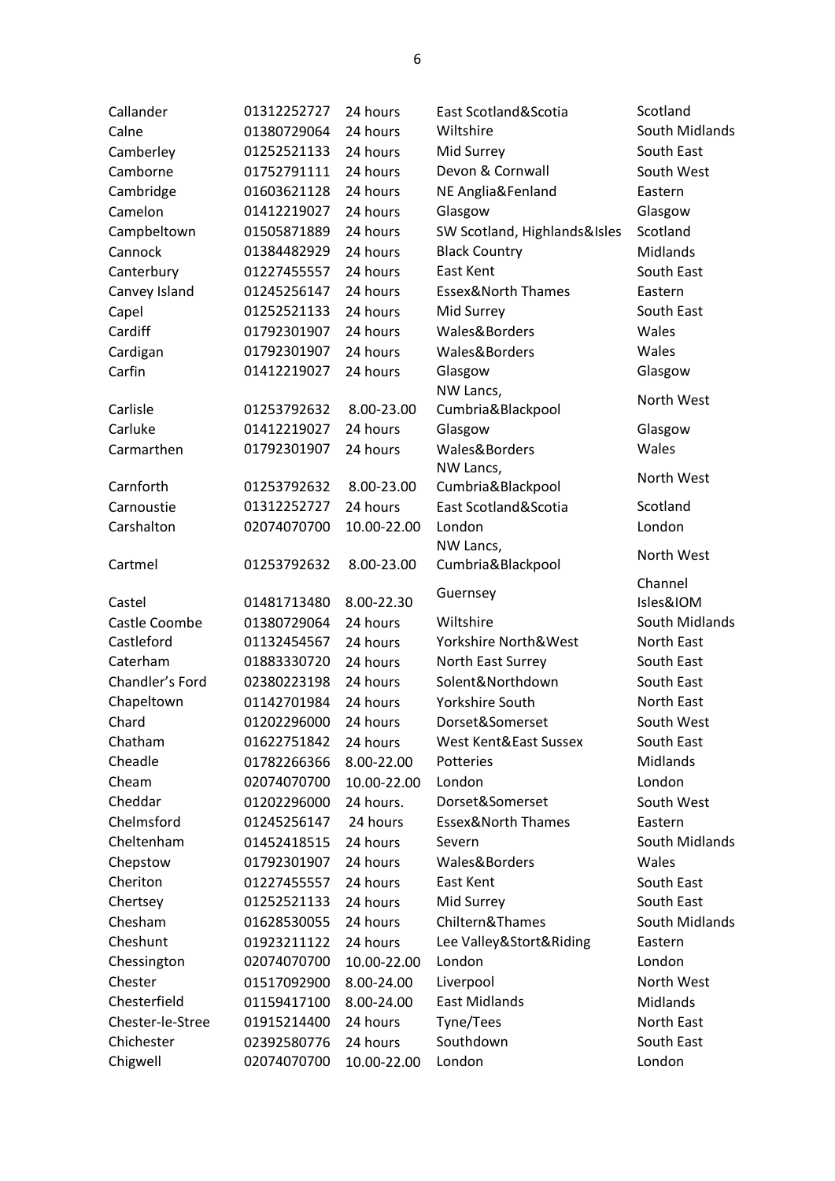| | | | | |
|---|---|---|---|---|
| Callander | 01312252727 | 24 hours | East Scotland&Scotia | Scotland |
| Calne | 01380729064 | 24 hours | Wiltshire | South Midlands |
| Camberley | 01252521133 | 24 hours | Mid Surrey | South East |
| Camborne | 01752791111 | 24 hours | Devon & Cornwall | South West |
| Cambridge | 01603621128 | 24 hours | NE Anglia&Fenland | Eastern |
| Camelon | 01412219027 | 24 hours | Glasgow | Glasgow |
| Campbeltown | 01505871889 | 24 hours | SW Scotland, Highlands&Isles | Scotland |
| Cannock | 01384482929 | 24 hours | Black Country | Midlands |
| Canterbury | 01227455557 | 24 hours | East Kent | South East |
| Canvey Island | 01245256147 | 24 hours | Essex&North Thames | Eastern |
| Capel | 01252521133 | 24 hours | Mid Surrey | South East |
| Cardiff | 01792301907 | 24 hours | Wales&Borders | Wales |
| Cardigan | 01792301907 | 24 hours | Wales&Borders | Wales |
| Carfin | 01412219027 | 24 hours | Glasgow | Glasgow |
| Carlisle | 01253792632 | 8.00-23.00 | NW Lancs, Cumbria&Blackpool | North West |
| Carluke | 01412219027 | 24 hours | Glasgow | Glasgow |
| Carmarthen | 01792301907 | 24 hours | Wales&Borders | Wales |
| Carnforth | 01253792632 | 8.00-23.00 | NW Lancs, Cumbria&Blackpool | North West |
| Carnoustie | 01312252727 | 24 hours | East Scotland&Scotia | Scotland |
| Carshalton | 02074070700 | 10.00-22.00 | London | London |
| Cartmel | 01253792632 | 8.00-23.00 | NW Lancs, Cumbria&Blackpool | North West |
| Castel | 01481713480 | 8.00-22.30 | Guernsey | Channel Isles&IOM |
| Castle Coombe | 01380729064 | 24 hours | Wiltshire | South Midlands |
| Castleford | 01132454567 | 24 hours | Yorkshire North&West | North East |
| Caterham | 01883330720 | 24 hours | North East Surrey | South East |
| Chandler's Ford | 02380223198 | 24 hours | Solent&Northdown | South East |
| Chapeltown | 01142701984 | 24 hours | Yorkshire South | North East |
| Chard | 01202296000 | 24 hours | Dorset&Somerset | South West |
| Chatham | 01622751842 | 24 hours | West Kent&East Sussex | South East |
| Cheadle | 01782266366 | 8.00-22.00 | Potteries | Midlands |
| Cheam | 02074070700 | 10.00-22.00 | London | London |
| Cheddar | 01202296000 | 24 hours. | Dorset&Somerset | South West |
| Chelmsford | 01245256147 | 24 hours | Essex&North Thames | Eastern |
| Cheltenham | 01452418515 | 24 hours | Severn | South Midlands |
| Chepstow | 01792301907 | 24 hours | Wales&Borders | Wales |
| Cheriton | 01227455557 | 24 hours | East Kent | South East |
| Chertsey | 01252521133 | 24 hours | Mid Surrey | South East |
| Chesham | 01628530055 | 24 hours | Chiltern&Thames | South Midlands |
| Cheshunt | 01923211122 | 24 hours | Lee Valley&Stort&Riding | Eastern |
| Chessington | 02074070700 | 10.00-22.00 | London | London |
| Chester | 01517092900 | 8.00-24.00 | Liverpool | North West |
| Chesterfield | 01159417100 | 8.00-24.00 | East Midlands | Midlands |
| Chester-le-Stree | 01915214400 | 24 hours | Tyne/Tees | North East |
| Chichester | 02392580776 | 24 hours | Southdown | South East |
| Chigwell | 02074070700 | 10.00-22.00 | London | London |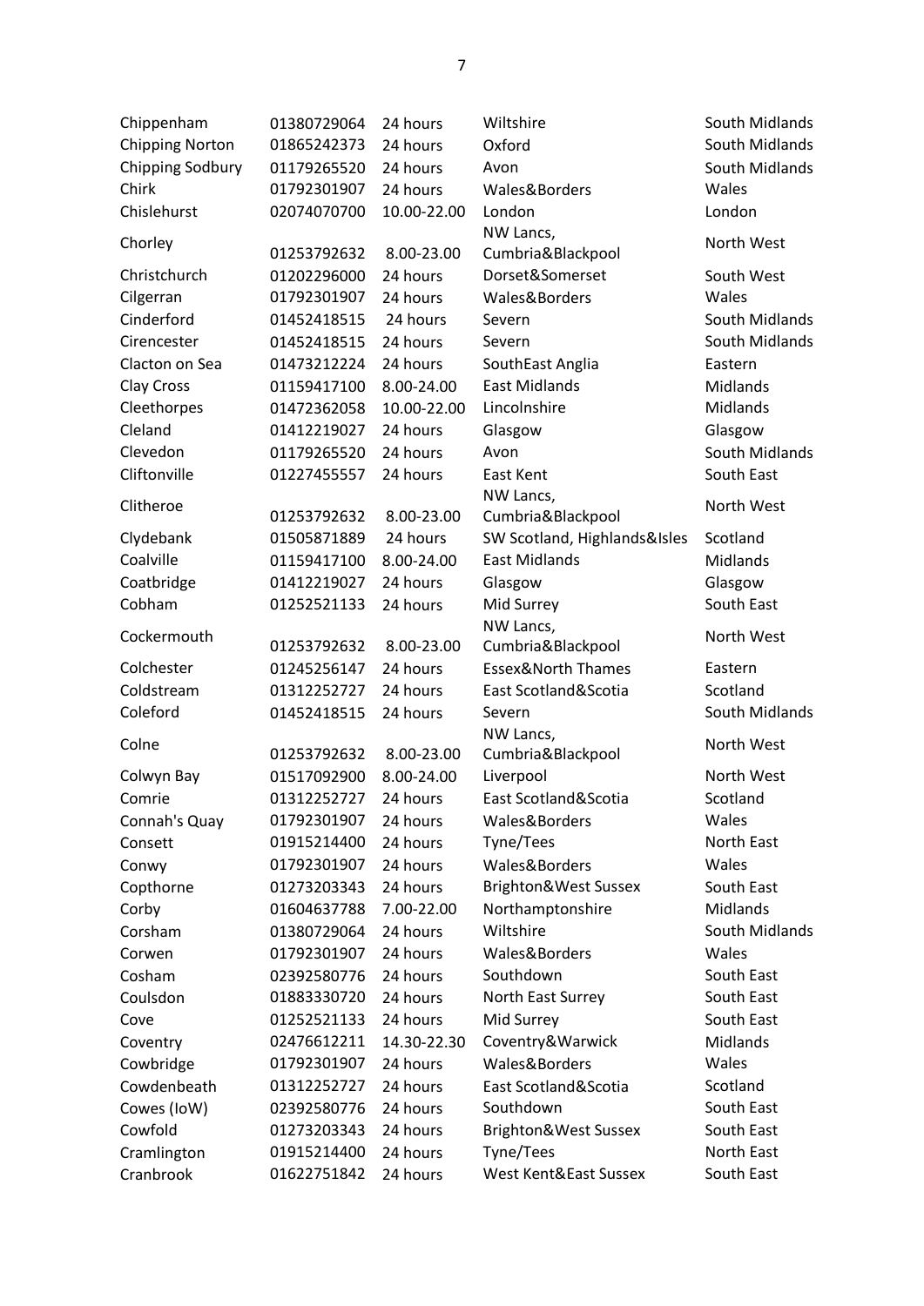| | | | | |
|---|---|---|---|---|
| Chippenham | 01380729064 | 24 hours | Wiltshire | South Midlands |
| Chipping Norton | 01865242373 | 24 hours | Oxford | South Midlands |
| Chipping Sodbury | 01179265520 | 24 hours | Avon | South Midlands |
| Chirk | 01792301907 | 24 hours | Wales&Borders | Wales |
| Chislehurst | 02074070700 | 10.00-22.00 | London | London |
| Chorley | 01253792632 | 8.00-23.00 | NW Lancs, Cumbria&Blackpool | North West |
| Christchurch | 01202296000 | 24 hours | Dorset&Somerset | South West |
| Cilgerran | 01792301907 | 24 hours | Wales&Borders | Wales |
| Cinderford | 01452418515 | 24 hours | Severn | South Midlands |
| Cirencester | 01452418515 | 24 hours | Severn | South Midlands |
| Clacton on Sea | 01473212224 | 24 hours | SouthEast Anglia | Eastern |
| Clay Cross | 01159417100 | 8.00-24.00 | East Midlands | Midlands |
| Cleethorpes | 01472362058 | 10.00-22.00 | Lincolnshire | Midlands |
| Cleland | 01412219027 | 24 hours | Glasgow | Glasgow |
| Clevedon | 01179265520 | 24 hours | Avon | South Midlands |
| Cliftonville | 01227455557 | 24 hours | East Kent | South East |
| Clitheroe | 01253792632 | 8.00-23.00 | NW Lancs, Cumbria&Blackpool | North West |
| Clydebank | 01505871889 | 24 hours | SW Scotland, Highlands&Isles | Scotland |
| Coalville | 01159417100 | 8.00-24.00 | East Midlands | Midlands |
| Coatbridge | 01412219027 | 24 hours | Glasgow | Glasgow |
| Cobham | 01252521133 | 24 hours | Mid Surrey | South East |
| Cockermouth | 01253792632 | 8.00-23.00 | NW Lancs, Cumbria&Blackpool | North West |
| Colchester | 01245256147 | 24 hours | Essex&North Thames | Eastern |
| Coldstream | 01312252727 | 24 hours | East Scotland&Scotia | Scotland |
| Coleford | 01452418515 | 24 hours | Severn | South Midlands |
| Colne | 01253792632 | 8.00-23.00 | NW Lancs, Cumbria&Blackpool | North West |
| Colwyn Bay | 01517092900 | 8.00-24.00 | Liverpool | North West |
| Comrie | 01312252727 | 24 hours | East Scotland&Scotia | Scotland |
| Connah's Quay | 01792301907 | 24 hours | Wales&Borders | Wales |
| Consett | 01915214400 | 24 hours | Tyne/Tees | North East |
| Conwy | 01792301907 | 24 hours | Wales&Borders | Wales |
| Copthorne | 01273203343 | 24 hours | Brighton&West Sussex | South East |
| Corby | 01604637788 | 7.00-22.00 | Northamptonshire | Midlands |
| Corsham | 01380729064 | 24 hours | Wiltshire | South Midlands |
| Corwen | 01792301907 | 24 hours | Wales&Borders | Wales |
| Cosham | 02392580776 | 24 hours | Southdown | South East |
| Coulsdon | 01883330720 | 24 hours | North East Surrey | South East |
| Cove | 01252521133 | 24 hours | Mid Surrey | South East |
| Coventry | 02476612211 | 14.30-22.30 | Coventry&Warwick | Midlands |
| Cowbridge | 01792301907 | 24 hours | Wales&Borders | Wales |
| Cowdenbeath | 01312252727 | 24 hours | East Scotland&Scotia | Scotland |
| Cowes (IoW) | 02392580776 | 24 hours | Southdown | South East |
| Cowfold | 01273203343 | 24 hours | Brighton&West Sussex | South East |
| Cramlington | 01915214400 | 24 hours | Tyne/Tees | North East |
| Cranbrook | 01622751842 | 24 hours | West Kent&East Sussex | South East |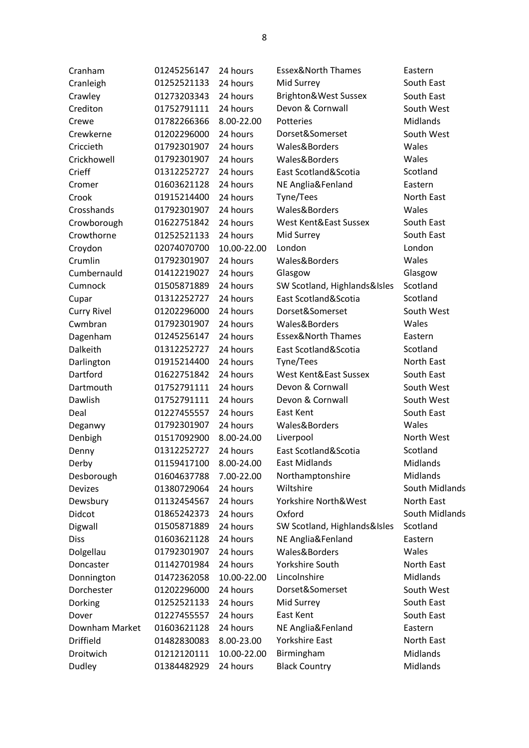| | | | | |
|---|---|---|---|---|
| Cranham | 01245256147 | 24 hours | Essex&North Thames | Eastern |
| Cranleigh | 01252521133 | 24 hours | Mid Surrey | South East |
| Crawley | 01273203343 | 24 hours | Brighton&West Sussex | South East |
| Crediton | 01752791111 | 24 hours | Devon & Cornwall | South West |
| Crewe | 01782266366 | 8.00-22.00 | Potteries | Midlands |
| Crewkerne | 01202296000 | 24 hours | Dorset&Somerset | South West |
| Criccieth | 01792301907 | 24 hours | Wales&Borders | Wales |
| Crickhowell | 01792301907 | 24 hours | Wales&Borders | Wales |
| Crieff | 01312252727 | 24 hours | East Scotland&Scotia | Scotland |
| Cromer | 01603621128 | 24 hours | NE Anglia&Fenland | Eastern |
| Crook | 01915214400 | 24 hours | Tyne/Tees | North East |
| Crosshands | 01792301907 | 24 hours | Wales&Borders | Wales |
| Crowborough | 01622751842 | 24 hours | West Kent&East Sussex | South East |
| Crowthorne | 01252521133 | 24 hours | Mid Surrey | South East |
| Croydon | 02074070700 | 10.00-22.00 | London | London |
| Crumlin | 01792301907 | 24 hours | Wales&Borders | Wales |
| Cumbernauld | 01412219027 | 24 hours | Glasgow | Glasgow |
| Cumnock | 01505871889 | 24 hours | SW Scotland, Highlands&Isles | Scotland |
| Cupar | 01312252727 | 24 hours | East Scotland&Scotia | Scotland |
| Curry Rivel | 01202296000 | 24 hours | Dorset&Somerset | South West |
| Cwmbran | 01792301907 | 24 hours | Wales&Borders | Wales |
| Dagenham | 01245256147 | 24 hours | Essex&North Thames | Eastern |
| Dalkeith | 01312252727 | 24 hours | East Scotland&Scotia | Scotland |
| Darlington | 01915214400 | 24 hours | Tyne/Tees | North East |
| Dartford | 01622751842 | 24 hours | West Kent&East Sussex | South East |
| Dartmouth | 01752791111 | 24 hours | Devon & Cornwall | South West |
| Dawlish | 01752791111 | 24 hours | Devon & Cornwall | South West |
| Deal | 01227455557 | 24 hours | East Kent | South East |
| Deganwy | 01792301907 | 24 hours | Wales&Borders | Wales |
| Denbigh | 01517092900 | 8.00-24.00 | Liverpool | North West |
| Denny | 01312252727 | 24 hours | East Scotland&Scotia | Scotland |
| Derby | 01159417100 | 8.00-24.00 | East Midlands | Midlands |
| Desborough | 01604637788 | 7.00-22.00 | Northamptonshire | Midlands |
| Devizes | 01380729064 | 24 hours | Wiltshire | South Midlands |
| Dewsbury | 01132454567 | 24 hours | Yorkshire North&West | North East |
| Didcot | 01865242373 | 24 hours | Oxford | South Midlands |
| Digwall | 01505871889 | 24 hours | SW Scotland, Highlands&Isles | Scotland |
| Diss | 01603621128 | 24 hours | NE Anglia&Fenland | Eastern |
| Dolgellau | 01792301907 | 24 hours | Wales&Borders | Wales |
| Doncaster | 01142701984 | 24 hours | Yorkshire South | North East |
| Donnington | 01472362058 | 10.00-22.00 | Lincolnshire | Midlands |
| Dorchester | 01202296000 | 24 hours | Dorset&Somerset | South West |
| Dorking | 01252521133 | 24 hours | Mid Surrey | South East |
| Dover | 01227455557 | 24 hours | East Kent | South East |
| Downham Market | 01603621128 | 24 hours | NE Anglia&Fenland | Eastern |
| Driffield | 01482830083 | 8.00-23.00 | Yorkshire East | North East |
| Droitwich | 01212120111 | 10.00-22.00 | Birmingham | Midlands |
| Dudley | 01384482929 | 24 hours | Black Country | Midlands |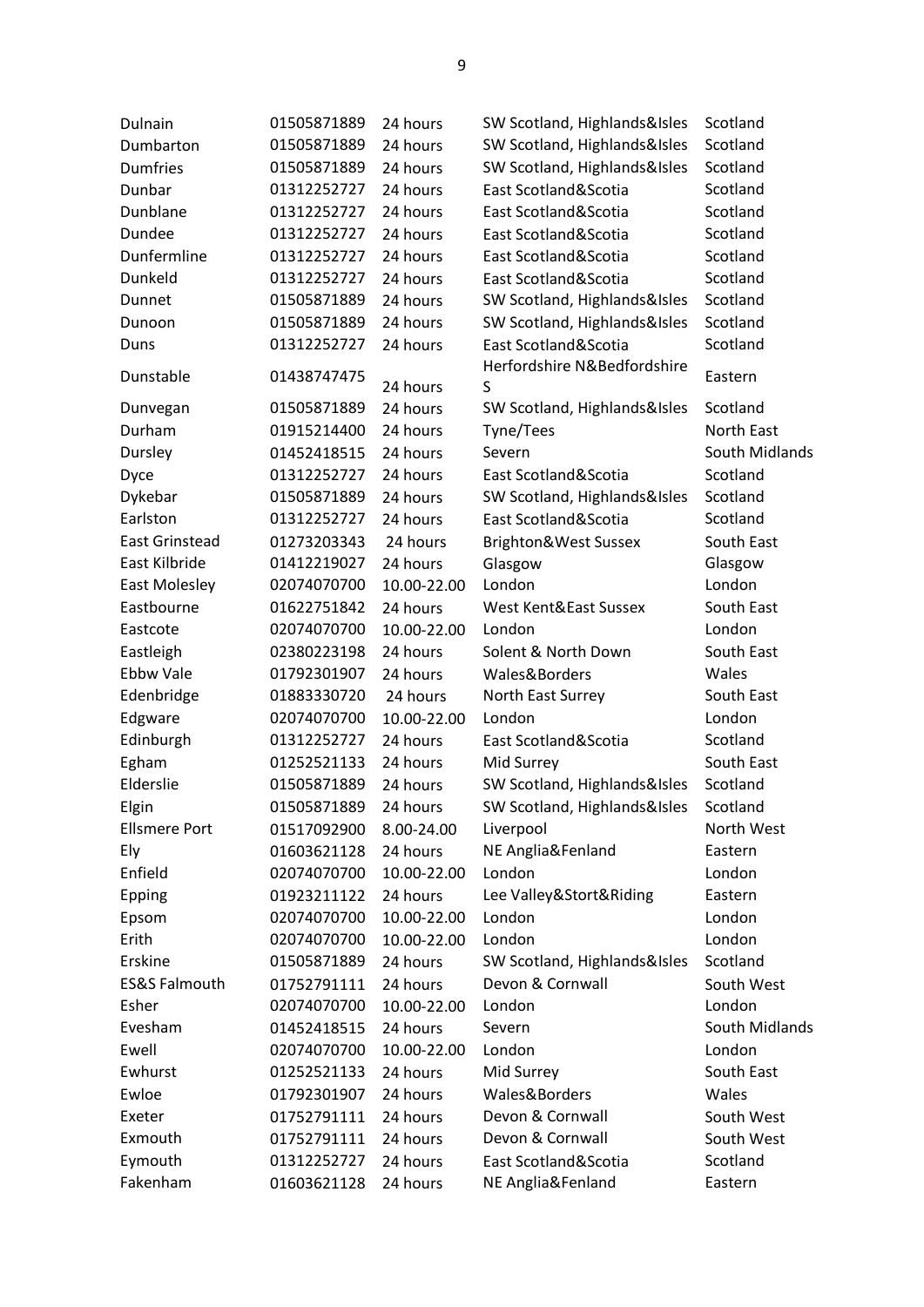| | | | | |
|---|---|---|---|---|
| Dulnain | 01505871889 | 24 hours | SW Scotland, Highlands&Isles | Scotland |
| Dumbarton | 01505871889 | 24 hours | SW Scotland, Highlands&Isles | Scotland |
| Dumfries | 01505871889 | 24 hours | SW Scotland, Highlands&Isles | Scotland |
| Dunbar | 01312252727 | 24 hours | East Scotland&Scotia | Scotland |
| Dunblane | 01312252727 | 24 hours | East Scotland&Scotia | Scotland |
| Dundee | 01312252727 | 24 hours | East Scotland&Scotia | Scotland |
| Dunfermline | 01312252727 | 24 hours | East Scotland&Scotia | Scotland |
| Dunkeld | 01312252727 | 24 hours | East Scotland&Scotia | Scotland |
| Dunnet | 01505871889 | 24 hours | SW Scotland, Highlands&Isles | Scotland |
| Dunoon | 01505871889 | 24 hours | SW Scotland, Highlands&Isles | Scotland |
| Duns | 01312252727 | 24 hours | East Scotland&Scotia | Scotland |
| Dunstable | 01438747475 | 24 hours | Herfordshire N&Bedfordshire S | Eastern |
| Dunvegan | 01505871889 | 24 hours | SW Scotland, Highlands&Isles | Scotland |
| Durham | 01915214400 | 24 hours | Tyne/Tees | North East |
| Dursley | 01452418515 | 24 hours | Severn | South Midlands |
| Dyce | 01312252727 | 24 hours | East Scotland&Scotia | Scotland |
| Dykebar | 01505871889 | 24 hours | SW Scotland, Highlands&Isles | Scotland |
| Earlston | 01312252727 | 24 hours | East Scotland&Scotia | Scotland |
| East Grinstead | 01273203343 | 24 hours | Brighton&West Sussex | South East |
| East Kilbride | 01412219027 | 24 hours | Glasgow | Glasgow |
| East Molesley | 02074070700 | 10.00-22.00 | London | London |
| Eastbourne | 01622751842 | 24 hours | West Kent&East Sussex | South East |
| Eastcote | 02074070700 | 10.00-22.00 | London | London |
| Eastleigh | 02380223198 | 24 hours | Solent & North Down | South East |
| Ebbw Vale | 01792301907 | 24 hours | Wales&Borders | Wales |
| Edenbridge | 01883330720 | 24 hours | North East Surrey | South East |
| Edgware | 02074070700 | 10.00-22.00 | London | London |
| Edinburgh | 01312252727 | 24 hours | East Scotland&Scotia | Scotland |
| Egham | 01252521133 | 24 hours | Mid Surrey | South East |
| Elderslie | 01505871889 | 24 hours | SW Scotland, Highlands&Isles | Scotland |
| Elgin | 01505871889 | 24 hours | SW Scotland, Highlands&Isles | Scotland |
| Ellsmere Port | 01517092900 | 8.00-24.00 | Liverpool | North West |
| Ely | 01603621128 | 24 hours | NE Anglia&Fenland | Eastern |
| Enfield | 02074070700 | 10.00-22.00 | London | London |
| Epping | 01923211122 | 24 hours | Lee Valley&Stort&Riding | Eastern |
| Epsom | 02074070700 | 10.00-22.00 | London | London |
| Erith | 02074070700 | 10.00-22.00 | London | London |
| Erskine | 01505871889 | 24 hours | SW Scotland, Highlands&Isles | Scotland |
| ES&S Falmouth | 01752791111 | 24 hours | Devon & Cornwall | South West |
| Esher | 02074070700 | 10.00-22.00 | London | London |
| Evesham | 01452418515 | 24 hours | Severn | South Midlands |
| Ewell | 02074070700 | 10.00-22.00 | London | London |
| Ewhurst | 01252521133 | 24 hours | Mid Surrey | South East |
| Ewloe | 01792301907 | 24 hours | Wales&Borders | Wales |
| Exeter | 01752791111 | 24 hours | Devon & Cornwall | South West |
| Exmouth | 01752791111 | 24 hours | Devon & Cornwall | South West |
| Eymouth | 01312252727 | 24 hours | East Scotland&Scotia | Scotland |
| Fakenham | 01603621128 | 24 hours | NE Anglia&Fenland | Eastern |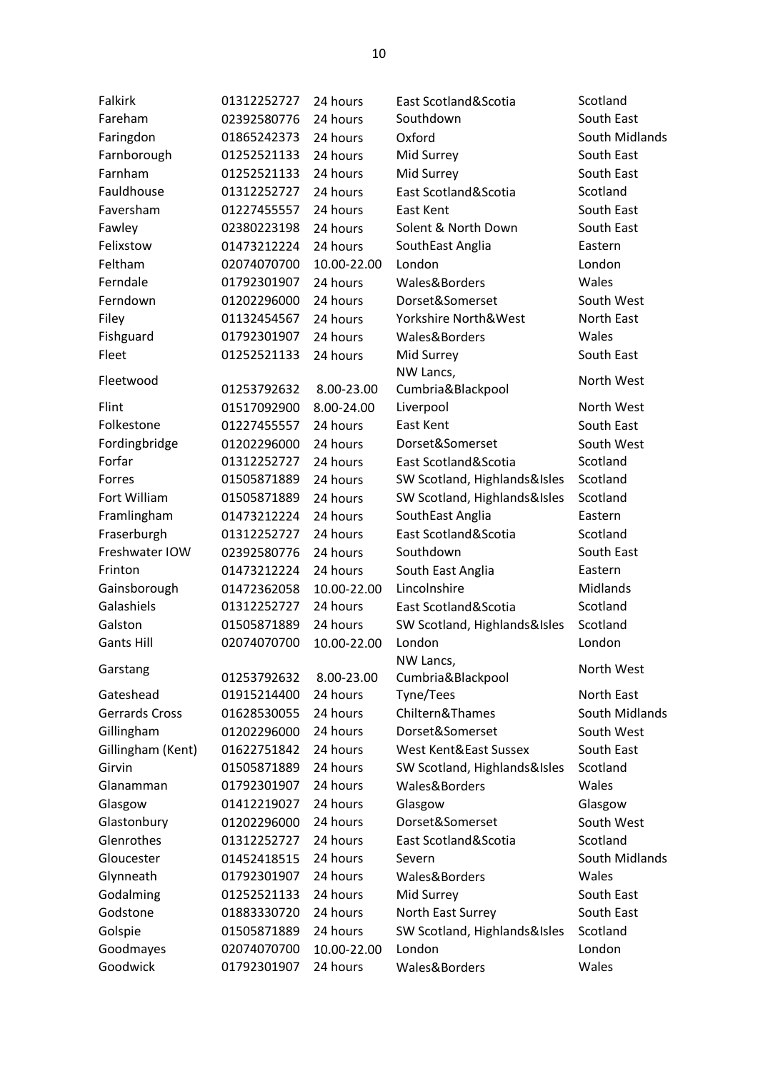| Falkirk | 01312252727 | 24 hours | East Scotland&Scotia | Scotland |
|---|---|---|---|---|
| Fareham | 02392580776 | 24 hours | Southdown | South East |
| Faringdon | 01865242373 | 24 hours | Oxford | South Midlands |
| Farnborough | 01252521133 | 24 hours | Mid Surrey | South East |
| Farnham | 01252521133 | 24 hours | Mid Surrey | South East |
| Fauldhouse | 01312252727 | 24 hours | East Scotland&Scotia | Scotland |
| Faversham | 01227455557 | 24 hours | East Kent | South East |
| Fawley | 02380223198 | 24 hours | Solent & North Down | South East |
| Felixstow | 01473212224 | 24 hours | SouthEast Anglia | Eastern |
| Feltham | 02074070700 | 10.00-22.00 | London | London |
| Ferndale | 01792301907 | 24 hours | Wales&Borders | Wales |
| Ferndown | 01202296000 | 24 hours | Dorset&Somerset | South West |
| Filey | 01132454567 | 24 hours | Yorkshire North&West | North East |
| Fishguard | 01792301907 | 24 hours | Wales&Borders | Wales |
| Fleet | 01252521133 | 24 hours | Mid Surrey | South East |
| Fleetwood | 01253792632 | 8.00-23.00 | NW Lancs, Cumbria&Blackpool | North West |
| Flint | 01517092900 | 8.00-24.00 | Liverpool | North West |
| Folkestone | 01227455557 | 24 hours | East Kent | South East |
| Fordingbridge | 01202296000 | 24 hours | Dorset&Somerset | South West |
| Forfar | 01312252727 | 24 hours | East Scotland&Scotia | Scotland |
| Forres | 01505871889 | 24 hours | SW Scotland, Highlands&Isles | Scotland |
| Fort William | 01505871889 | 24 hours | SW Scotland, Highlands&Isles | Scotland |
| Framlingham | 01473212224 | 24 hours | SouthEast Anglia | Eastern |
| Fraserburgh | 01312252727 | 24 hours | East Scotland&Scotia | Scotland |
| Freshwater IOW | 02392580776 | 24 hours | Southdown | South East |
| Frinton | 01473212224 | 24 hours | South East Anglia | Eastern |
| Gainsborough | 01472362058 | 10.00-22.00 | Lincolnshire | Midlands |
| Galashiels | 01312252727 | 24 hours | East Scotland&Scotia | Scotland |
| Galston | 01505871889 | 24 hours | SW Scotland, Highlands&Isles | Scotland |
| Gants Hill | 02074070700 | 10.00-22.00 | London | London |
| Garstang | 01253792632 | 8.00-23.00 | NW Lancs, Cumbria&Blackpool | North West |
| Gateshead | 01915214400 | 24 hours | Tyne/Tees | North East |
| Gerrards Cross | 01628530055 | 24 hours | Chiltern&Thames | South Midlands |
| Gillingham | 01202296000 | 24 hours | Dorset&Somerset | South West |
| Gillingham (Kent) | 01622751842 | 24 hours | West Kent&East Sussex | South East |
| Girvin | 01505871889 | 24 hours | SW Scotland, Highlands&Isles | Scotland |
| Glanamman | 01792301907 | 24 hours | Wales&Borders | Wales |
| Glasgow | 01412219027 | 24 hours | Glasgow | Glasgow |
| Glastonbury | 01202296000 | 24 hours | Dorset&Somerset | South West |
| Glenrothes | 01312252727 | 24 hours | East Scotland&Scotia | Scotland |
| Gloucester | 01452418515 | 24 hours | Severn | South Midlands |
| Glynneath | 01792301907 | 24 hours | Wales&Borders | Wales |
| Godalming | 01252521133 | 24 hours | Mid Surrey | South East |
| Godstone | 01883330720 | 24 hours | North East Surrey | South East |
| Golspie | 01505871889 | 24 hours | SW Scotland, Highlands&Isles | Scotland |
| Goodmayes | 02074070700 | 10.00-22.00 | London | London |
| Goodwick | 01792301907 | 24 hours | Wales&Borders | Wales |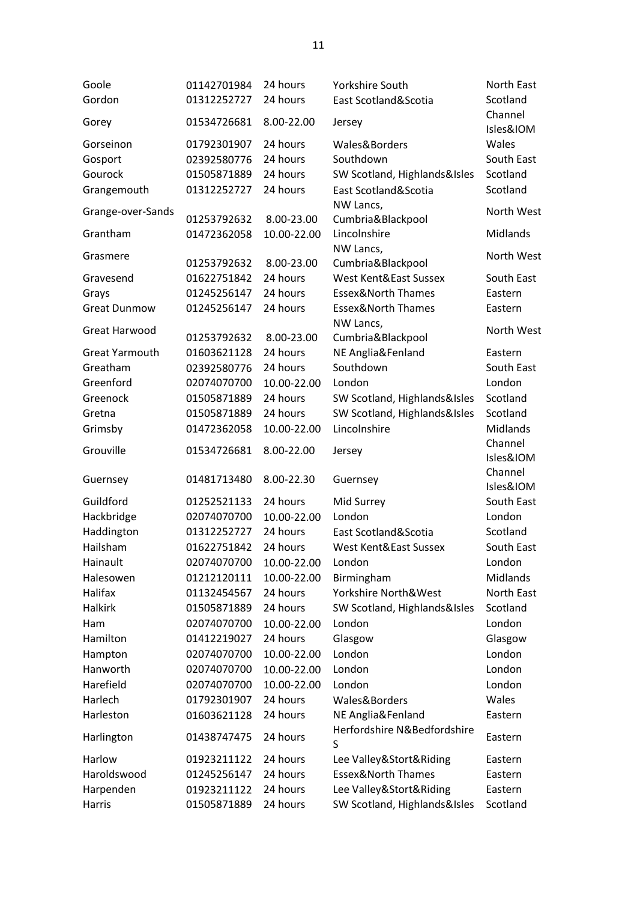| | | | | |
|---|---|---|---|---|
| Goole | 01142701984 | 24 hours | Yorkshire South | North East |
| Gordon | 01312252727 | 24 hours | East Scotland&Scotia | Scotland |
| Gorey | 01534726681 | 8.00-22.00 | Jersey | Channel Isles&IOM |
| Gorseinon | 01792301907 | 24 hours | Wales&Borders | Wales |
| Gosport | 02392580776 | 24 hours | Southdown | South East |
| Gourock | 01505871889 | 24 hours | SW Scotland, Highlands&Isles | Scotland |
| Grangemouth | 01312252727 | 24 hours | East Scotland&Scotia | Scotland |
| Grange-over-Sands | 01253792632 | 8.00-23.00 | NW Lancs, Cumbria&Blackpool | North West |
| Grantham | 01472362058 | 10.00-22.00 | Lincolnshire | Midlands |
| Grasmere | 01253792632 | 8.00-23.00 | NW Lancs, Cumbria&Blackpool | North West |
| Gravesend | 01622751842 | 24 hours | West Kent&East Sussex | South East |
| Grays | 01245256147 | 24 hours | Essex&North Thames | Eastern |
| Great Dunmow | 01245256147 | 24 hours | Essex&North Thames | Eastern |
| Great Harwood | 01253792632 | 8.00-23.00 | NW Lancs, Cumbria&Blackpool | North West |
| Great Yarmouth | 01603621128 | 24 hours | NE Anglia&Fenland | Eastern |
| Greatham | 02392580776 | 24 hours | Southdown | South East |
| Greenford | 02074070700 | 10.00-22.00 | London | London |
| Greenock | 01505871889 | 24 hours | SW Scotland, Highlands&Isles | Scotland |
| Gretna | 01505871889 | 24 hours | SW Scotland, Highlands&Isles | Scotland |
| Grimsby | 01472362058 | 10.00-22.00 | Lincolnshire | Midlands |
| Grouville | 01534726681 | 8.00-22.00 | Jersey | Channel Isles&IOM |
| Guernsey | 01481713480 | 8.00-22.30 | Guernsey | Channel Isles&IOM |
| Guildford | 01252521133 | 24 hours | Mid Surrey | South East |
| Hackbridge | 02074070700 | 10.00-22.00 | London | London |
| Haddington | 01312252727 | 24 hours | East Scotland&Scotia | Scotland |
| Hailsham | 01622751842 | 24 hours | West Kent&East Sussex | South East |
| Hainault | 02074070700 | 10.00-22.00 | London | London |
| Halesowen | 01212120111 | 10.00-22.00 | Birmingham | Midlands |
| Halifax | 01132454567 | 24 hours | Yorkshire North&West | North East |
| Halkirk | 01505871889 | 24 hours | SW Scotland, Highlands&Isles | Scotland |
| Ham | 02074070700 | 10.00-22.00 | London | London |
| Hamilton | 01412219027 | 24 hours | Glasgow | Glasgow |
| Hampton | 02074070700 | 10.00-22.00 | London | London |
| Hanworth | 02074070700 | 10.00-22.00 | London | London |
| Harefield | 02074070700 | 10.00-22.00 | London | London |
| Harlech | 01792301907 | 24 hours | Wales&Borders | Wales |
| Harleston | 01603621128 | 24 hours | NE Anglia&Fenland | Eastern |
| Harlington | 01438747475 | 24 hours | Herfordshire N&Bedfordshire S | Eastern |
| Harlow | 01923211122 | 24 hours | Lee Valley&Stort&Riding | Eastern |
| Haroldswood | 01245256147 | 24 hours | Essex&North Thames | Eastern |
| Harpenden | 01923211122 | 24 hours | Lee Valley&Stort&Riding | Eastern |
| Harris | 01505871889 | 24 hours | SW Scotland, Highlands&Isles | Scotland |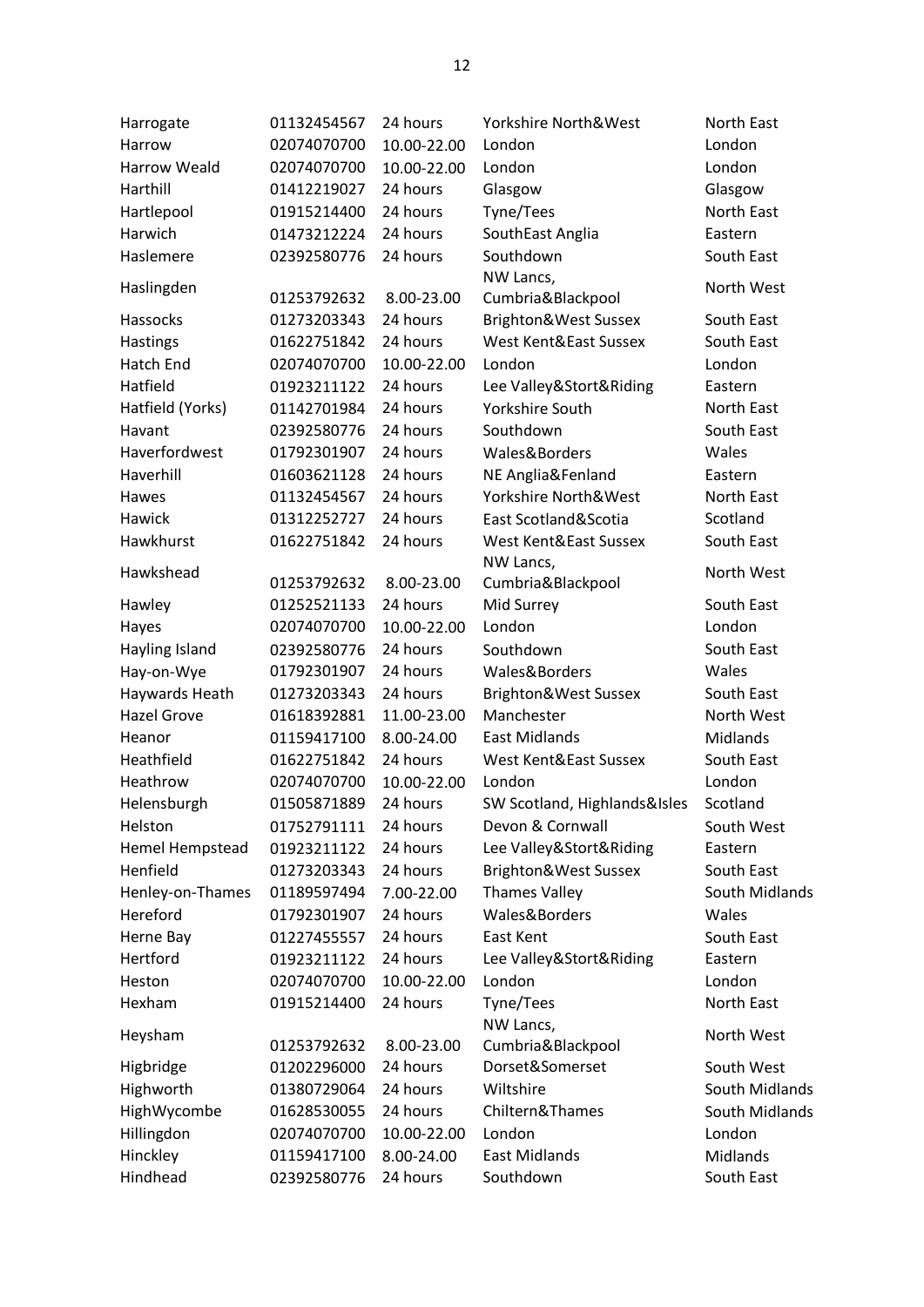| | | | | |
|---|---|---|---|---|
| Harrogate | 01132454567 | 24 hours | Yorkshire North&West | North East |
| Harrow | 02074070700 | 10.00-22.00 | London | London |
| Harrow Weald | 02074070700 | 10.00-22.00 | London | London |
| Harthill | 01412219027 | 24 hours | Glasgow | Glasgow |
| Hartlepool | 01915214400 | 24 hours | Tyne/Tees | North East |
| Harwich | 01473212224 | 24 hours | SouthEast Anglia | Eastern |
| Haslemere | 02392580776 | 24 hours | Southdown | South East |
| Haslingden | 01253792632 | 8.00-23.00 | NW Lancs, Cumbria&Blackpool | North West |
| Hassocks | 01273203343 | 24 hours | Brighton&West Sussex | South East |
| Hastings | 01622751842 | 24 hours | West Kent&East Sussex | South East |
| Hatch End | 02074070700 | 10.00-22.00 | London | London |
| Hatfield | 01923211122 | 24 hours | Lee Valley&Stort&Riding | Eastern |
| Hatfield (Yorks) | 01142701984 | 24 hours | Yorkshire South | North East |
| Havant | 02392580776 | 24 hours | Southdown | South East |
| Haverfordwest | 01792301907 | 24 hours | Wales&Borders | Wales |
| Haverhill | 01603621128 | 24 hours | NE Anglia&Fenland | Eastern |
| Hawes | 01132454567 | 24 hours | Yorkshire North&West | North East |
| Hawick | 01312252727 | 24 hours | East Scotland&Scotia | Scotland |
| Hawkhurst | 01622751842 | 24 hours | West Kent&East Sussex | South East |
| Hawkshead | 01253792632 | 8.00-23.00 | NW Lancs, Cumbria&Blackpool | North West |
| Hawley | 01252521133 | 24 hours | Mid Surrey | South East |
| Hayes | 02074070700 | 10.00-22.00 | London | London |
| Hayling Island | 02392580776 | 24 hours | Southdown | South East |
| Hay-on-Wye | 01792301907 | 24 hours | Wales&Borders | Wales |
| Haywards Heath | 01273203343 | 24 hours | Brighton&West Sussex | South East |
| Hazel Grove | 01618392881 | 11.00-23.00 | Manchester | North West |
| Heanor | 01159417100 | 8.00-24.00 | East Midlands | Midlands |
| Heathfield | 01622751842 | 24 hours | West Kent&East Sussex | South East |
| Heathrow | 02074070700 | 10.00-22.00 | London | London |
| Helensburgh | 01505871889 | 24 hours | SW Scotland, Highlands&Isles | Scotland |
| Helston | 01752791111 | 24 hours | Devon & Cornwall | South West |
| Hemel Hempstead | 01923211122 | 24 hours | Lee Valley&Stort&Riding | Eastern |
| Henfield | 01273203343 | 24 hours | Brighton&West Sussex | South East |
| Henley-on-Thames | 01189597494 | 7.00-22.00 | Thames Valley | South Midlands |
| Hereford | 01792301907 | 24 hours | Wales&Borders | Wales |
| Herne Bay | 01227455557 | 24 hours | East Kent | South East |
| Hertford | 01923211122 | 24 hours | Lee Valley&Stort&Riding | Eastern |
| Heston | 02074070700 | 10.00-22.00 | London | London |
| Hexham | 01915214400 | 24 hours | Tyne/Tees | North East |
| Heysham | 01253792632 | 8.00-23.00 | NW Lancs, Cumbria&Blackpool | North West |
| Higbridge | 01202296000 | 24 hours | Dorset&Somerset | South West |
| Highworth | 01380729064 | 24 hours | Wiltshire | South Midlands |
| HighWycombe | 01628530055 | 24 hours | Chiltern&Thames | South Midlands |
| Hillingdon | 02074070700 | 10.00-22.00 | London | London |
| Hinckley | 01159417100 | 8.00-24.00 | East Midlands | Midlands |
| Hindhead | 02392580776 | 24 hours | Southdown | South East |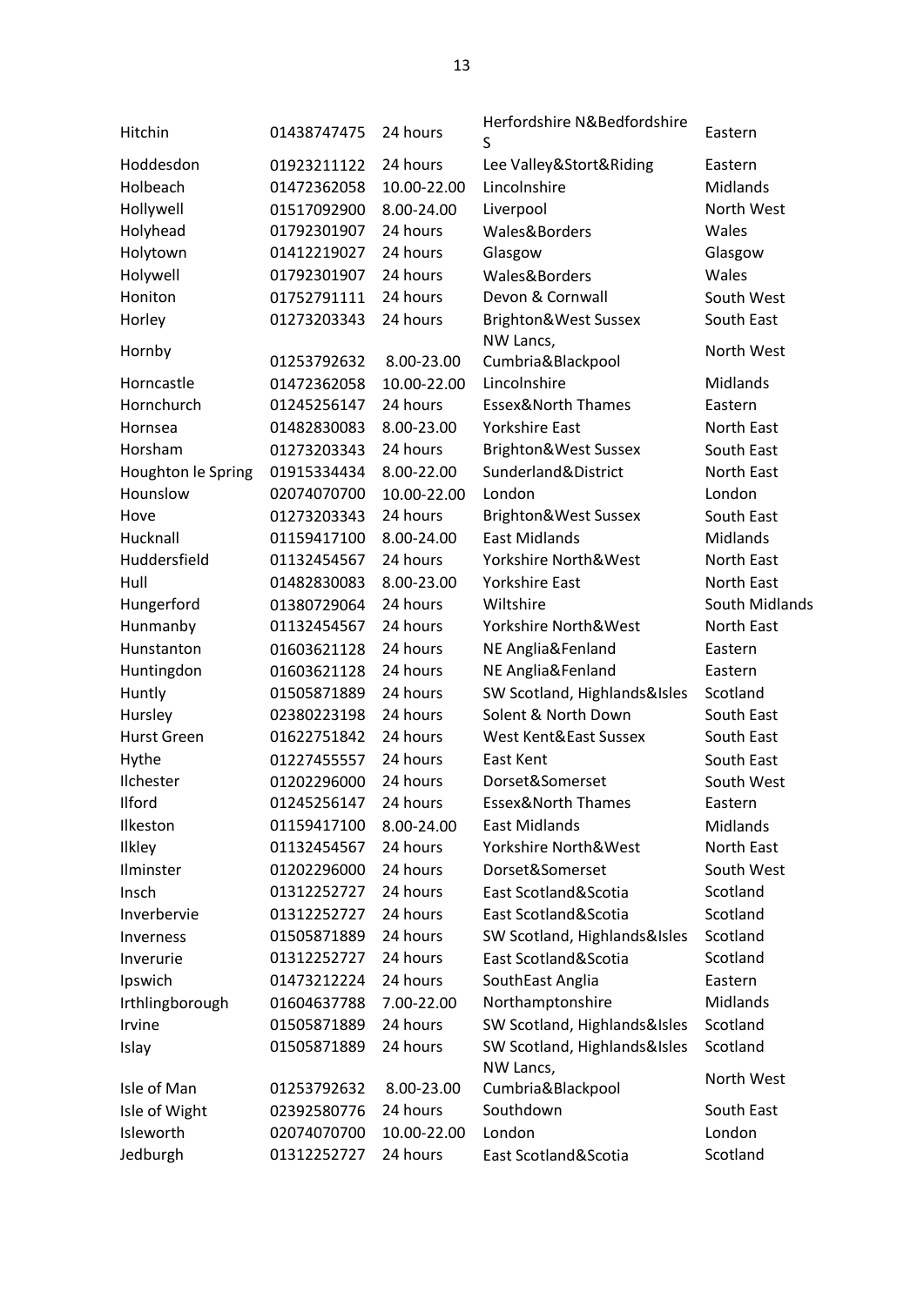| | | | | |
|---|---|---|---|---|
| Hitchin | 01438747475 | 24 hours | Herfordshire N&Bedfordshire S | Eastern |
| Hoddesdon | 01923211122 | 24 hours | Lee Valley&Stort&Riding | Eastern |
| Holbeach | 01472362058 | 10.00-22.00 | Lincolnshire | Midlands |
| Hollywell | 01517092900 | 8.00-24.00 | Liverpool | North West |
| Holyhead | 01792301907 | 24 hours | Wales&Borders | Wales |
| Holytown | 01412219027 | 24 hours | Glasgow | Glasgow |
| Holywell | 01792301907 | 24 hours | Wales&Borders | Wales |
| Honiton | 01752791111 | 24 hours | Devon & Cornwall | South West |
| Horley | 01273203343 | 24 hours | Brighton&West Sussex | South East |
| Hornby | 01253792632 | 8.00-23.00 | NW Lancs, Cumbria&Blackpool | North West |
| Horncastle | 01472362058 | 10.00-22.00 | Lincolnshire | Midlands |
| Hornchurch | 01245256147 | 24 hours | Essex&North Thames | Eastern |
| Hornsea | 01482830083 | 8.00-23.00 | Yorkshire East | North East |
| Horsham | 01273203343 | 24 hours | Brighton&West Sussex | South East |
| Houghton le Spring | 01915334434 | 8.00-22.00 | Sunderland&District | North East |
| Hounslow | 02074070700 | 10.00-22.00 | London | London |
| Hove | 01273203343 | 24 hours | Brighton&West Sussex | South East |
| Hucknall | 01159417100 | 8.00-24.00 | East Midlands | Midlands |
| Huddersfield | 01132454567 | 24 hours | Yorkshire North&West | North East |
| Hull | 01482830083 | 8.00-23.00 | Yorkshire East | North East |
| Hungerford | 01380729064 | 24 hours | Wiltshire | South Midlands |
| Hunmanby | 01132454567 | 24 hours | Yorkshire North&West | North East |
| Hunstanton | 01603621128 | 24 hours | NE Anglia&Fenland | Eastern |
| Huntingdon | 01603621128 | 24 hours | NE Anglia&Fenland | Eastern |
| Huntly | 01505871889 | 24 hours | SW Scotland, Highlands&Isles | Scotland |
| Hursley | 02380223198 | 24 hours | Solent & North Down | South East |
| Hurst Green | 01622751842 | 24 hours | West Kent&East Sussex | South East |
| Hythe | 01227455557 | 24 hours | East Kent | South East |
| Ilchester | 01202296000 | 24 hours | Dorset&Somerset | South West |
| Ilford | 01245256147 | 24 hours | Essex&North Thames | Eastern |
| Ilkeston | 01159417100 | 8.00-24.00 | East Midlands | Midlands |
| Ilkley | 01132454567 | 24 hours | Yorkshire North&West | North East |
| Ilminster | 01202296000 | 24 hours | Dorset&Somerset | South West |
| Insch | 01312252727 | 24 hours | East Scotland&Scotia | Scotland |
| Inverbervie | 01312252727 | 24 hours | East Scotland&Scotia | Scotland |
| Inverness | 01505871889 | 24 hours | SW Scotland, Highlands&Isles | Scotland |
| Inverurie | 01312252727 | 24 hours | East Scotland&Scotia | Scotland |
| Ipswich | 01473212224 | 24 hours | SouthEast Anglia | Eastern |
| Irthlingborough | 01604637788 | 7.00-22.00 | Northamptonshire | Midlands |
| Irvine | 01505871889 | 24 hours | SW Scotland, Highlands&Isles | Scotland |
| Islay | 01505871889 | 24 hours | SW Scotland, Highlands&Isles | Scotland |
| Isle of Man | 01253792632 | 8.00-23.00 | NW Lancs, Cumbria&Blackpool | North West |
| Isle of Wight | 02392580776 | 24 hours | Southdown | South East |
| Isleworth | 02074070700 | 10.00-22.00 | London | London |
| Jedburgh | 01312252727 | 24 hours | East Scotland&Scotia | Scotland |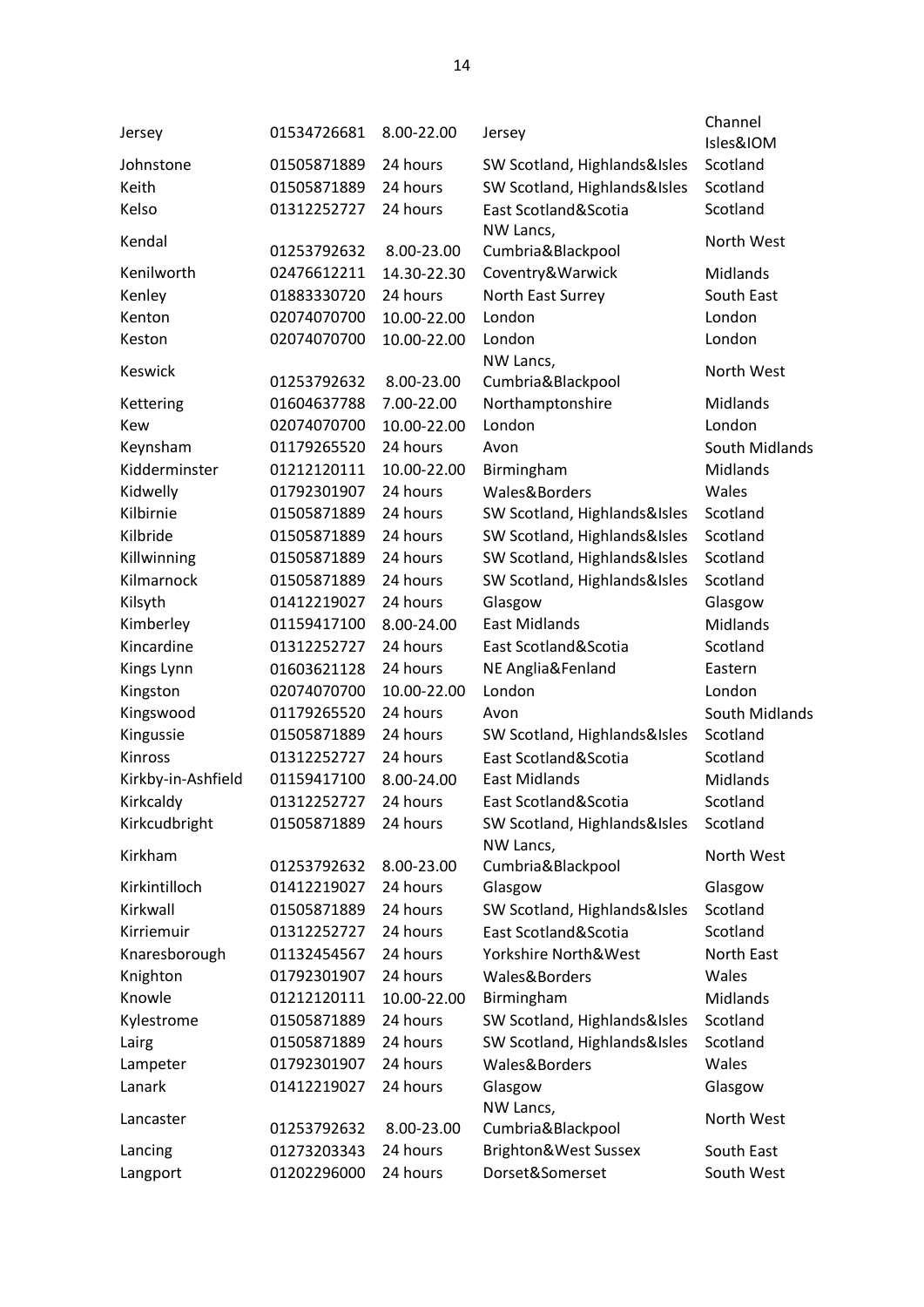| Jersey | 01534726681 | 8.00-22.00 | Jersey | Channel Isles&IOM |
|---|---|---|---|---|
| Johnstone | 01505871889 | 24 hours | SW Scotland, Highlands&Isles | Scotland |
| Keith | 01505871889 | 24 hours | SW Scotland, Highlands&Isles | Scotland |
| Kelso | 01312252727 | 24 hours | East Scotland&Scotia | Scotland |
| Kendal | 01253792632 | 8.00-23.00 | NW Lancs, Cumbria&Blackpool | North West |
| Kenilworth | 02476612211 | 14.30-22.30 | Coventry&Warwick | Midlands |
| Kenley | 01883330720 | 24 hours | North East Surrey | South East |
| Kenton | 02074070700 | 10.00-22.00 | London | London |
| Keston | 02074070700 | 10.00-22.00 | London | London |
| Keswick | 01253792632 | 8.00-23.00 | NW Lancs, Cumbria&Blackpool | North West |
| Kettering | 01604637788 | 7.00-22.00 | Northamptonshire | Midlands |
| Kew | 02074070700 | 10.00-22.00 | London | London |
| Keynsham | 01179265520 | 24 hours | Avon | South Midlands |
| Kidderminster | 01212120111 | 10.00-22.00 | Birmingham | Midlands |
| Kidwelly | 01792301907 | 24 hours | Wales&Borders | Wales |
| Kilbirnie | 01505871889 | 24 hours | SW Scotland, Highlands&Isles | Scotland |
| Kilbride | 01505871889 | 24 hours | SW Scotland, Highlands&Isles | Scotland |
| Killwinning | 01505871889 | 24 hours | SW Scotland, Highlands&Isles | Scotland |
| Kilmarnock | 01505871889 | 24 hours | SW Scotland, Highlands&Isles | Scotland |
| Kilsyth | 01412219027 | 24 hours | Glasgow | Glasgow |
| Kimberley | 01159417100 | 8.00-24.00 | East Midlands | Midlands |
| Kincardine | 01312252727 | 24 hours | East Scotland&Scotia | Scotland |
| Kings Lynn | 01603621128 | 24 hours | NE Anglia&Fenland | Eastern |
| Kingston | 02074070700 | 10.00-22.00 | London | London |
| Kingswood | 01179265520 | 24 hours | Avon | South Midlands |
| Kingussie | 01505871889 | 24 hours | SW Scotland, Highlands&Isles | Scotland |
| Kinross | 01312252727 | 24 hours | East Scotland&Scotia | Scotland |
| Kirkby-in-Ashfield | 01159417100 | 8.00-24.00 | East Midlands | Midlands |
| Kirkcaldy | 01312252727 | 24 hours | East Scotland&Scotia | Scotland |
| Kirkcudbright | 01505871889 | 24 hours | SW Scotland, Highlands&Isles | Scotland |
| Kirkham | 01253792632 | 8.00-23.00 | NW Lancs, Cumbria&Blackpool | North West |
| Kirkintilloch | 01412219027 | 24 hours | Glasgow | Glasgow |
| Kirkwall | 01505871889 | 24 hours | SW Scotland, Highlands&Isles | Scotland |
| Kirriemuir | 01312252727 | 24 hours | East Scotland&Scotia | Scotland |
| Knaresborough | 01132454567 | 24 hours | Yorkshire North&West | North East |
| Knighton | 01792301907 | 24 hours | Wales&Borders | Wales |
| Knowle | 01212120111 | 10.00-22.00 | Birmingham | Midlands |
| Kylestrome | 01505871889 | 24 hours | SW Scotland, Highlands&Isles | Scotland |
| Lairg | 01505871889 | 24 hours | SW Scotland, Highlands&Isles | Scotland |
| Lampeter | 01792301907 | 24 hours | Wales&Borders | Wales |
| Lanark | 01412219027 | 24 hours | Glasgow | Glasgow |
| Lancaster | 01253792632 | 8.00-23.00 | NW Lancs, Cumbria&Blackpool | North West |
| Lancing | 01273203343 | 24 hours | Brighton&West Sussex | South East |
| Langport | 01202296000 | 24 hours | Dorset&Somerset | South West |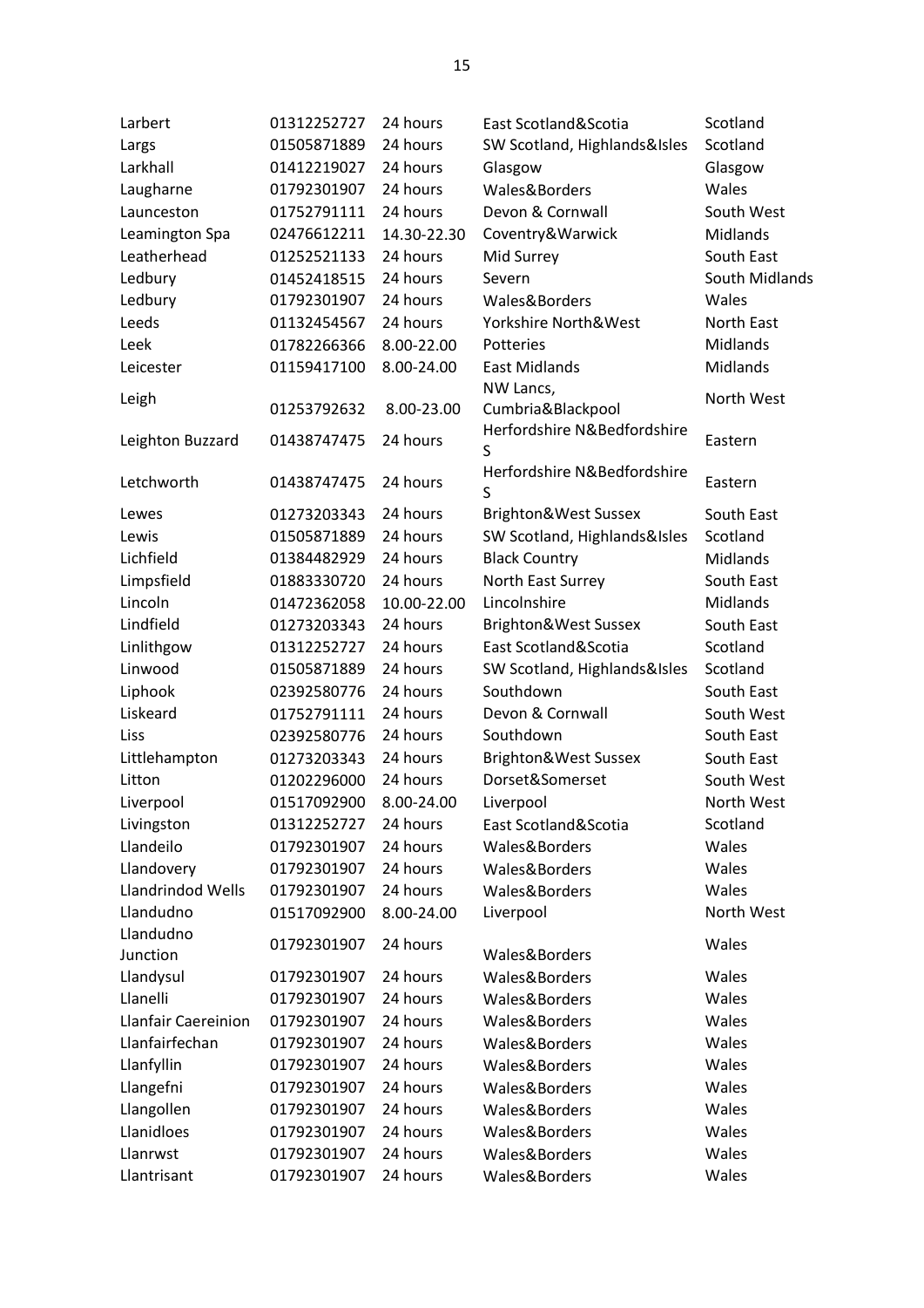| | | | | |
|---|---|---|---|---|
| Larbert | 01312252727 | 24 hours | East Scotland&Scotia | Scotland |
| Largs | 01505871889 | 24 hours | SW Scotland, Highlands&Isles | Scotland |
| Larkhall | 01412219027 | 24 hours | Glasgow | Glasgow |
| Laugharne | 01792301907 | 24 hours | Wales&Borders | Wales |
| Launceston | 01752791111 | 24 hours | Devon & Cornwall | South West |
| Leamington Spa | 02476612211 | 14.30-22.30 | Coventry&Warwick | Midlands |
| Leatherhead | 01252521133 | 24 hours | Mid Surrey | South East |
| Ledbury | 01452418515 | 24 hours | Severn | South Midlands |
| Ledbury | 01792301907 | 24 hours | Wales&Borders | Wales |
| Leeds | 01132454567 | 24 hours | Yorkshire North&West | North East |
| Leek | 01782266366 | 8.00-22.00 | Potteries | Midlands |
| Leicester | 01159417100 | 8.00-24.00 | East Midlands | Midlands |
| Leigh | 01253792632 | 8.00-23.00 | NW Lancs, Cumbria&Blackpool | North West |
| Leighton Buzzard | 01438747475 | 24 hours | Herfordshire N&Bedfordshire S | Eastern |
| Letchworth | 01438747475 | 24 hours | Herfordshire N&Bedfordshire S | Eastern |
| Lewes | 01273203343 | 24 hours | Brighton&West Sussex | South East |
| Lewis | 01505871889 | 24 hours | SW Scotland, Highlands&Isles | Scotland |
| Lichfield | 01384482929 | 24 hours | Black Country | Midlands |
| Limpsfield | 01883330720 | 24 hours | North East Surrey | South East |
| Lincoln | 01472362058 | 10.00-22.00 | Lincolnshire | Midlands |
| Lindfield | 01273203343 | 24 hours | Brighton&West Sussex | South East |
| Linlithgow | 01312252727 | 24 hours | East Scotland&Scotia | Scotland |
| Linwood | 01505871889 | 24 hours | SW Scotland, Highlands&Isles | Scotland |
| Liphook | 02392580776 | 24 hours | Southdown | South East |
| Liskeard | 01752791111 | 24 hours | Devon & Cornwall | South West |
| Liss | 02392580776 | 24 hours | Southdown | South East |
| Littlehampton | 01273203343 | 24 hours | Brighton&West Sussex | South East |
| Litton | 01202296000 | 24 hours | Dorset&Somerset | South West |
| Liverpool | 01517092900 | 8.00-24.00 | Liverpool | North West |
| Livingston | 01312252727 | 24 hours | East Scotland&Scotia | Scotland |
| Llandeilo | 01792301907 | 24 hours | Wales&Borders | Wales |
| Llandovery | 01792301907 | 24 hours | Wales&Borders | Wales |
| Llandrindod Wells | 01792301907 | 24 hours | Wales&Borders | Wales |
| Llandudno | 01517092900 | 8.00-24.00 | Liverpool | North West |
| Llandudno Junction | 01792301907 | 24 hours | Wales&Borders | Wales |
| Llandysul | 01792301907 | 24 hours | Wales&Borders | Wales |
| Llanelli | 01792301907 | 24 hours | Wales&Borders | Wales |
| Llanfair Caereinion | 01792301907 | 24 hours | Wales&Borders | Wales |
| Llanfairfechan | 01792301907 | 24 hours | Wales&Borders | Wales |
| Llanfyllin | 01792301907 | 24 hours | Wales&Borders | Wales |
| Llangefni | 01792301907 | 24 hours | Wales&Borders | Wales |
| Llangollen | 01792301907 | 24 hours | Wales&Borders | Wales |
| Llanidloes | 01792301907 | 24 hours | Wales&Borders | Wales |
| Llanrwst | 01792301907 | 24 hours | Wales&Borders | Wales |
| Llantrisant | 01792301907 | 24 hours | Wales&Borders | Wales |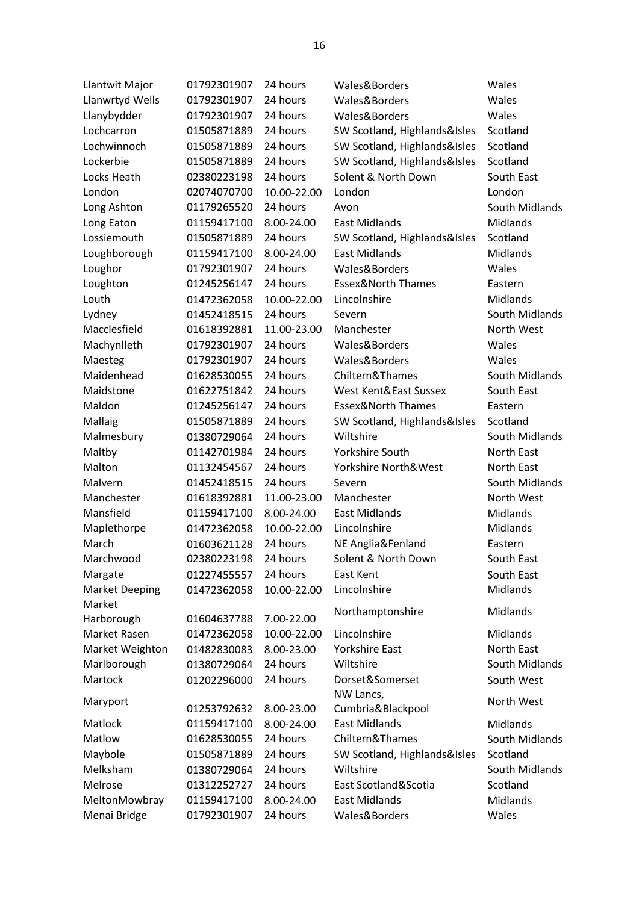| | | | | |
|---|---|---|---|---|
| Llantwit Major | 01792301907 | 24 hours | Wales&Borders | Wales |
| Llanwrtyd Wells | 01792301907 | 24 hours | Wales&Borders | Wales |
| Llanybydder | 01792301907 | 24 hours | Wales&Borders | Wales |
| Lochcarron | 01505871889 | 24 hours | SW Scotland, Highlands&Isles | Scotland |
| Lochwinnoch | 01505871889 | 24 hours | SW Scotland, Highlands&Isles | Scotland |
| Lockerbie | 01505871889 | 24 hours | SW Scotland, Highlands&Isles | Scotland |
| Locks Heath | 02380223198 | 24 hours | Solent & North Down | South East |
| London | 02074070700 | 10.00-22.00 | London | London |
| Long Ashton | 01179265520 | 24 hours | Avon | South Midlands |
| Long Eaton | 01159417100 | 8.00-24.00 | East Midlands | Midlands |
| Lossiemouth | 01505871889 | 24 hours | SW Scotland, Highlands&Isles | Scotland |
| Loughborough | 01159417100 | 8.00-24.00 | East Midlands | Midlands |
| Loughor | 01792301907 | 24 hours | Wales&Borders | Wales |
| Loughton | 01245256147 | 24 hours | Essex&North Thames | Eastern |
| Louth | 01472362058 | 10.00-22.00 | Lincolnshire | Midlands |
| Lydney | 01452418515 | 24 hours | Severn | South Midlands |
| Macclesfield | 01618392881 | 11.00-23.00 | Manchester | North West |
| Machynlleth | 01792301907 | 24 hours | Wales&Borders | Wales |
| Maesteg | 01792301907 | 24 hours | Wales&Borders | Wales |
| Maidenhead | 01628530055 | 24 hours | Chiltern&Thames | South Midlands |
| Maidstone | 01622751842 | 24 hours | West Kent&East Sussex | South East |
| Maldon | 01245256147 | 24 hours | Essex&North Thames | Eastern |
| Mallaig | 01505871889 | 24 hours | SW Scotland, Highlands&Isles | Scotland |
| Malmesbury | 01380729064 | 24 hours | Wiltshire | South Midlands |
| Maltby | 01142701984 | 24 hours | Yorkshire South | North East |
| Malton | 01132454567 | 24 hours | Yorkshire North&West | North East |
| Malvern | 01452418515 | 24 hours | Severn | South Midlands |
| Manchester | 01618392881 | 11.00-23.00 | Manchester | North West |
| Mansfield | 01159417100 | 8.00-24.00 | East Midlands | Midlands |
| Maplethorpe | 01472362058 | 10.00-22.00 | Lincolnshire | Midlands |
| March | 01603621128 | 24 hours | NE Anglia&Fenland | Eastern |
| Marchwood | 02380223198 | 24 hours | Solent & North Down | South East |
| Margate | 01227455557 | 24 hours | East Kent | South East |
| Market Deeping | 01472362058 | 10.00-22.00 | Lincolnshire | Midlands |
| Market Harborough | 01604637788 | 7.00-22.00 | Northamptonshire | Midlands |
| Market Rasen | 01472362058 | 10.00-22.00 | Lincolnshire | Midlands |
| Market Weighton | 01482830083 | 8.00-23.00 | Yorkshire East | North East |
| Marlborough | 01380729064 | 24 hours | Wiltshire | South Midlands |
| Martock | 01202296000 | 24 hours | Dorset&Somerset | South West |
| Maryport | 01253792632 | 8.00-23.00 | NW Lancs, Cumbria&Blackpool | North West |
| Matlock | 01159417100 | 8.00-24.00 | East Midlands | Midlands |
| Matlow | 01628530055 | 24 hours | Chiltern&Thames | South Midlands |
| Maybole | 01505871889 | 24 hours | SW Scotland, Highlands&Isles | Scotland |
| Melksham | 01380729064 | 24 hours | Wiltshire | South Midlands |
| Melrose | 01312252727 | 24 hours | East Scotland&Scotia | Scotland |
| MeltonMowbray | 01159417100 | 8.00-24.00 | East Midlands | Midlands |
| Menai Bridge | 01792301907 | 24 hours | Wales&Borders | Wales |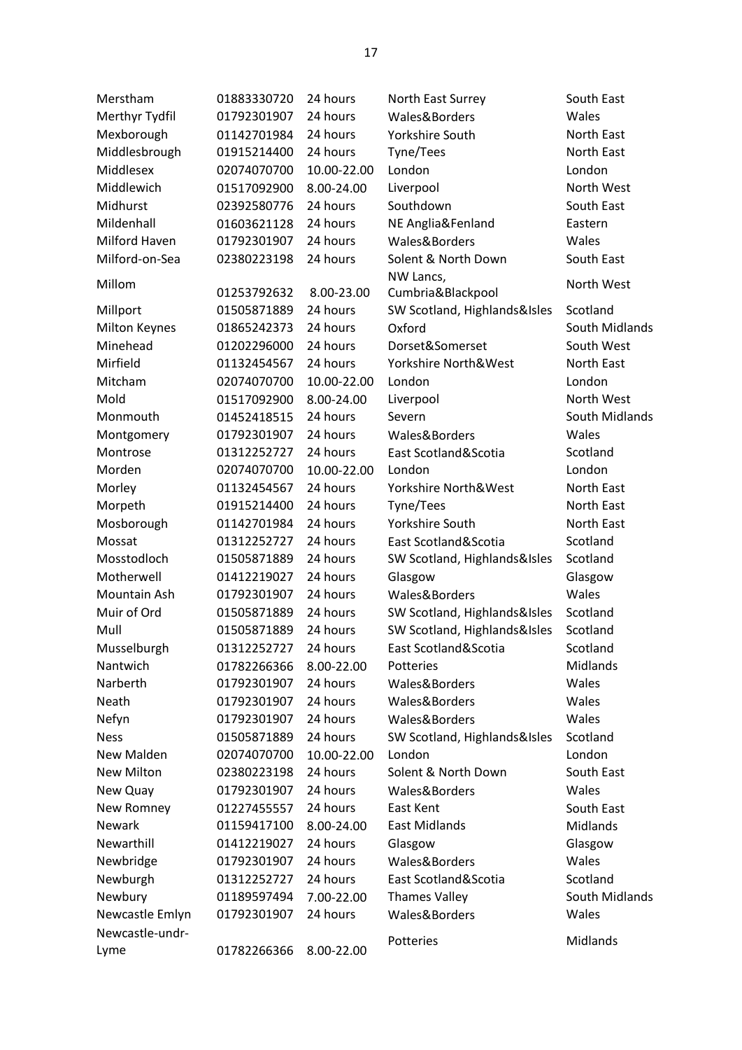| | | | | |
|---|---|---|---|---|
| Merstham | 01883330720 | 24 hours | North East Surrey | South East |
| Merthyr Tydfil | 01792301907 | 24 hours | Wales&Borders | Wales |
| Mexborough | 01142701984 | 24 hours | Yorkshire South | North East |
| Middlesbrough | 01915214400 | 24 hours | Tyne/Tees | North East |
| Middlesex | 02074070700 | 10.00-22.00 | London | London |
| Middlewich | 01517092900 | 8.00-24.00 | Liverpool | North West |
| Midhurst | 02392580776 | 24 hours | Southdown | South East |
| Mildenhall | 01603621128 | 24 hours | NE Anglia&Fenland | Eastern |
| Milford Haven | 01792301907 | 24 hours | Wales&Borders | Wales |
| Milford-on-Sea | 02380223198 | 24 hours | Solent & North Down | South East |
| Millom | 01253792632 | 8.00-23.00 | NW Lancs, Cumbria&Blackpool | North West |
| Millport | 01505871889 | 24 hours | SW Scotland, Highlands&Isles | Scotland |
| Milton Keynes | 01865242373 | 24 hours | Oxford | South Midlands |
| Minehead | 01202296000 | 24 hours | Dorset&Somerset | South West |
| Mirfield | 01132454567 | 24 hours | Yorkshire North&West | North East |
| Mitcham | 02074070700 | 10.00-22.00 | London | London |
| Mold | 01517092900 | 8.00-24.00 | Liverpool | North West |
| Monmouth | 01452418515 | 24 hours | Severn | South Midlands |
| Montgomery | 01792301907 | 24 hours | Wales&Borders | Wales |
| Montrose | 01312252727 | 24 hours | East Scotland&Scotia | Scotland |
| Morden | 02074070700 | 10.00-22.00 | London | London |
| Morley | 01132454567 | 24 hours | Yorkshire North&West | North East |
| Morpeth | 01915214400 | 24 hours | Tyne/Tees | North East |
| Mosborough | 01142701984 | 24 hours | Yorkshire South | North East |
| Mossat | 01312252727 | 24 hours | East Scotland&Scotia | Scotland |
| Mosstodloch | 01505871889 | 24 hours | SW Scotland, Highlands&Isles | Scotland |
| Motherwell | 01412219027 | 24 hours | Glasgow | Glasgow |
| Mountain Ash | 01792301907 | 24 hours | Wales&Borders | Wales |
| Muir of Ord | 01505871889 | 24 hours | SW Scotland, Highlands&Isles | Scotland |
| Mull | 01505871889 | 24 hours | SW Scotland, Highlands&Isles | Scotland |
| Musselburgh | 01312252727 | 24 hours | East Scotland&Scotia | Scotland |
| Nantwich | 01782266366 | 8.00-22.00 | Potteries | Midlands |
| Narberth | 01792301907 | 24 hours | Wales&Borders | Wales |
| Neath | 01792301907 | 24 hours | Wales&Borders | Wales |
| Nefyn | 01792301907 | 24 hours | Wales&Borders | Wales |
| Ness | 01505871889 | 24 hours | SW Scotland, Highlands&Isles | Scotland |
| New Malden | 02074070700 | 10.00-22.00 | London | London |
| New Milton | 02380223198 | 24 hours | Solent & North Down | South East |
| New Quay | 01792301907 | 24 hours | Wales&Borders | Wales |
| New Romney | 01227455557 | 24 hours | East Kent | South East |
| Newark | 01159417100 | 8.00-24.00 | East Midlands | Midlands |
| Newarthill | 01412219027 | 24 hours | Glasgow | Glasgow |
| Newbridge | 01792301907 | 24 hours | Wales&Borders | Wales |
| Newburgh | 01312252727 | 24 hours | East Scotland&Scotia | Scotland |
| Newbury | 01189597494 | 7.00-22.00 | Thames Valley | South Midlands |
| Newcastle Emlyn | 01792301907 | 24 hours | Wales&Borders | Wales |
| Newcastle-undr-Lyme | 01782266366 | 8.00-22.00 | Potteries | Midlands |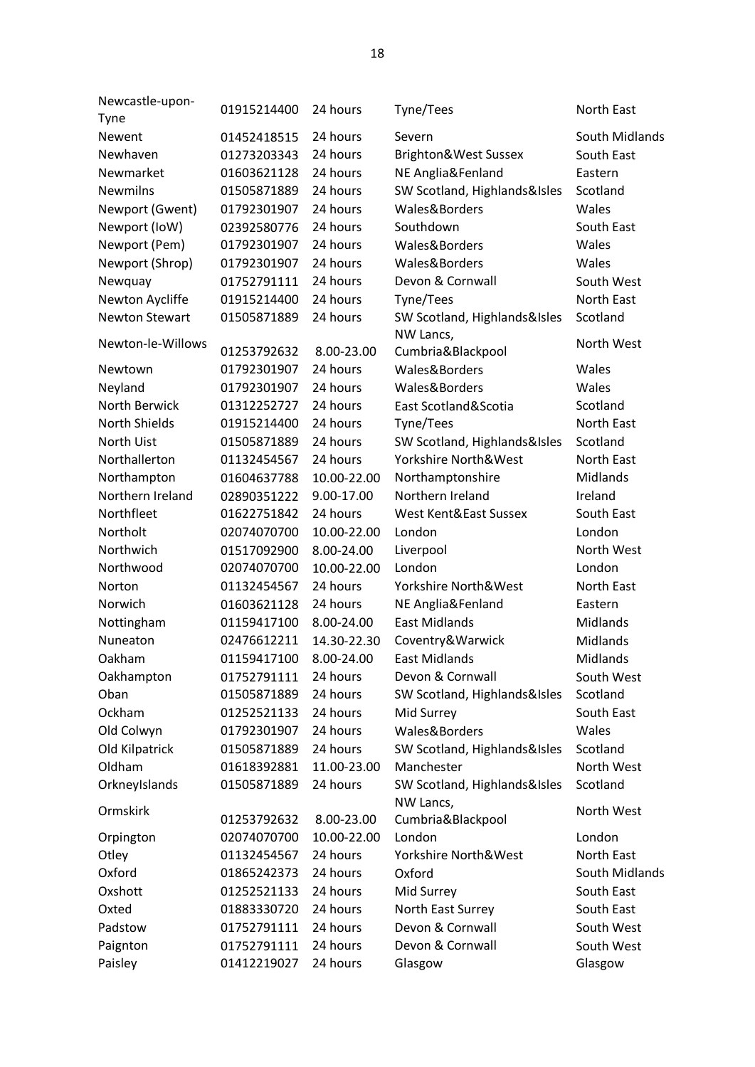| | | | | |
|---|---|---|---|---|
| Newcastle-upon-Tyne | 01915214400 | 24 hours | Tyne/Tees | North East |
| Newent | 01452418515 | 24 hours | Severn | South Midlands |
| Newhaven | 01273203343 | 24 hours | Brighton&West Sussex | South East |
| Newmarket | 01603621128 | 24 hours | NE Anglia&Fenland | Eastern |
| Newmilns | 01505871889 | 24 hours | SW Scotland, Highlands&Isles | Scotland |
| Newport (Gwent) | 01792301907 | 24 hours | Wales&Borders | Wales |
| Newport (IoW) | 02392580776 | 24 hours | Southdown | South East |
| Newport (Pem) | 01792301907 | 24 hours | Wales&Borders | Wales |
| Newport (Shrop) | 01792301907 | 24 hours | Wales&Borders | Wales |
| Newquay | 01752791111 | 24 hours | Devon & Cornwall | South West |
| Newton Aycliffe | 01915214400 | 24 hours | Tyne/Tees | North East |
| Newton Stewart | 01505871889 | 24 hours | SW Scotland, Highlands&Isles | Scotland |
| Newton-le-Willows | 01253792632 | 8.00-23.00 | NW Lancs, Cumbria&Blackpool | North West |
| Newtown | 01792301907 | 24 hours | Wales&Borders | Wales |
| Neyland | 01792301907 | 24 hours | Wales&Borders | Wales |
| North Berwick | 01312252727 | 24 hours | East Scotland&Scotia | Scotland |
| North Shields | 01915214400 | 24 hours | Tyne/Tees | North East |
| North Uist | 01505871889 | 24 hours | SW Scotland, Highlands&Isles | Scotland |
| Northallerton | 01132454567 | 24 hours | Yorkshire North&West | North East |
| Northampton | 01604637788 | 10.00-22.00 | Northamptonshire | Midlands |
| Northern Ireland | 02890351222 | 9.00-17.00 | Northern Ireland | Ireland |
| Northfleet | 01622751842 | 24 hours | West Kent&East Sussex | South East |
| Northolt | 02074070700 | 10.00-22.00 | London | London |
| Northwich | 01517092900 | 8.00-24.00 | Liverpool | North West |
| Northwood | 02074070700 | 10.00-22.00 | London | London |
| Norton | 01132454567 | 24 hours | Yorkshire North&West | North East |
| Norwich | 01603621128 | 24 hours | NE Anglia&Fenland | Eastern |
| Nottingham | 01159417100 | 8.00-24.00 | East Midlands | Midlands |
| Nuneaton | 02476612211 | 14.30-22.30 | Coventry&Warwick | Midlands |
| Oakham | 01159417100 | 8.00-24.00 | East Midlands | Midlands |
| Oakhampton | 01752791111 | 24 hours | Devon & Cornwall | South West |
| Oban | 01505871889 | 24 hours | SW Scotland, Highlands&Isles | Scotland |
| Ockham | 01252521133 | 24 hours | Mid Surrey | South East |
| Old Colwyn | 01792301907 | 24 hours | Wales&Borders | Wales |
| Old Kilpatrick | 01505871889 | 24 hours | SW Scotland, Highlands&Isles | Scotland |
| Oldham | 01618392881 | 11.00-23.00 | Manchester | North West |
| OrkneyIslands | 01505871889 | 24 hours | SW Scotland, Highlands&Isles | Scotland |
| Ormskirk | 01253792632 | 8.00-23.00 | NW Lancs, Cumbria&Blackpool | North West |
| Orpington | 02074070700 | 10.00-22.00 | London | London |
| Otley | 01132454567 | 24 hours | Yorkshire North&West | North East |
| Oxford | 01865242373 | 24 hours | Oxford | South Midlands |
| Oxshott | 01252521133 | 24 hours | Mid Surrey | South East |
| Oxted | 01883330720 | 24 hours | North East Surrey | South East |
| Padstow | 01752791111 | 24 hours | Devon & Cornwall | South West |
| Paignton | 01752791111 | 24 hours | Devon & Cornwall | South West |
| Paisley | 01412219027 | 24 hours | Glasgow | Glasgow |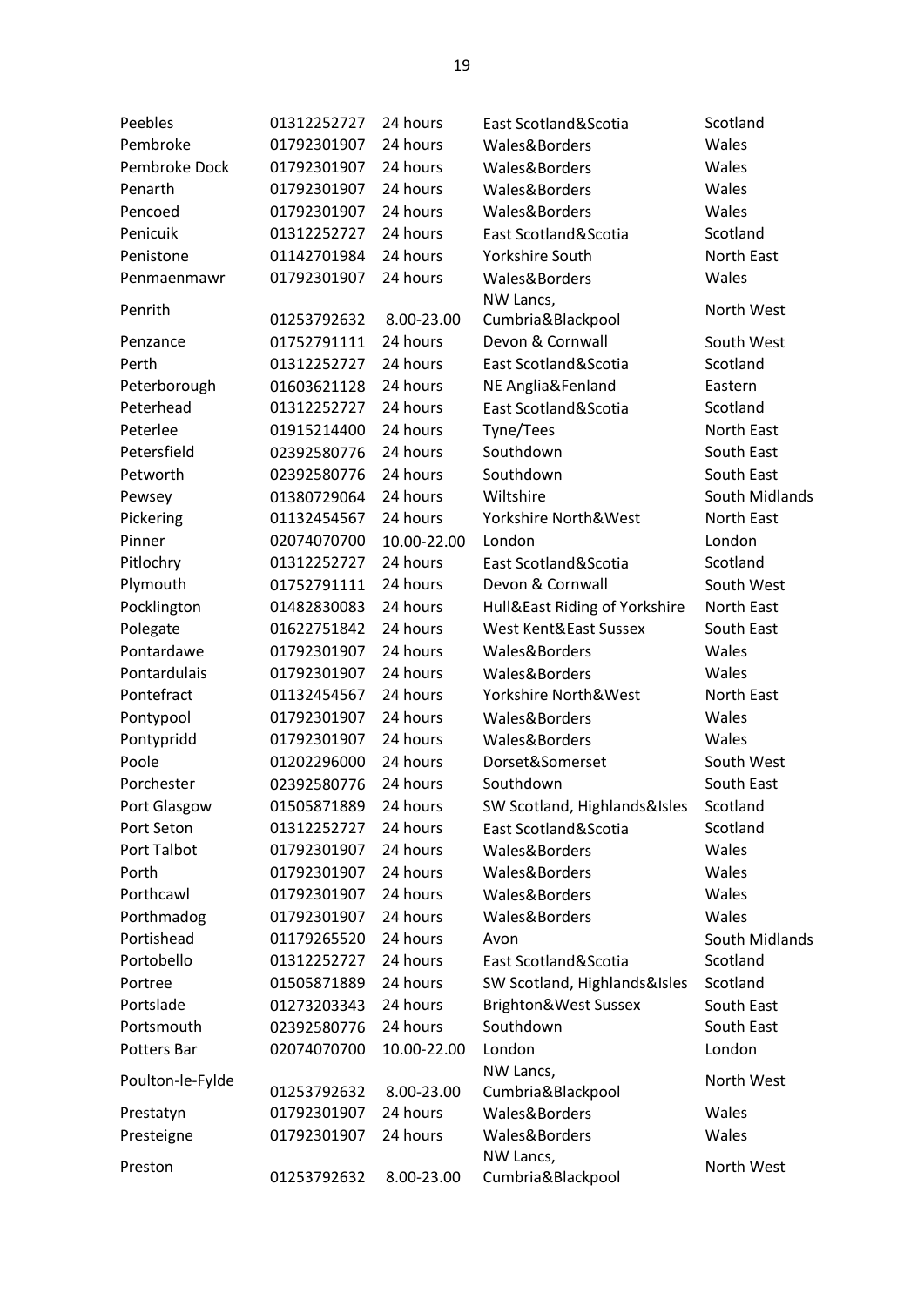| | | | | |
|---|---|---|---|---|
| Peebles | 01312252727 | 24 hours | East Scotland&Scotia | Scotland |
| Pembroke | 01792301907 | 24 hours | Wales&Borders | Wales |
| Pembroke Dock | 01792301907 | 24 hours | Wales&Borders | Wales |
| Penarth | 01792301907 | 24 hours | Wales&Borders | Wales |
| Pencoed | 01792301907 | 24 hours | Wales&Borders | Wales |
| Penicuik | 01312252727 | 24 hours | East Scotland&Scotia | Scotland |
| Penistone | 01142701984 | 24 hours | Yorkshire South | North East |
| Penmaenmawr | 01792301907 | 24 hours | Wales&Borders | Wales |
| Penrith | 01253792632 | 8.00-23.00 | NW Lancs, Cumbria&Blackpool | North West |
| Penzance | 01752791111 | 24 hours | Devon & Cornwall | South West |
| Perth | 01312252727 | 24 hours | East Scotland&Scotia | Scotland |
| Peterborough | 01603621128 | 24 hours | NE Anglia&Fenland | Eastern |
| Peterhead | 01312252727 | 24 hours | East Scotland&Scotia | Scotland |
| Peterlee | 01915214400 | 24 hours | Tyne/Tees | North East |
| Petersfield | 02392580776 | 24 hours | Southdown | South East |
| Petworth | 02392580776 | 24 hours | Southdown | South East |
| Pewsey | 01380729064 | 24 hours | Wiltshire | South Midlands |
| Pickering | 01132454567 | 24 hours | Yorkshire North&West | North East |
| Pinner | 02074070700 | 10.00-22.00 | London | London |
| Pitlochry | 01312252727 | 24 hours | East Scotland&Scotia | Scotland |
| Plymouth | 01752791111 | 24 hours | Devon & Cornwall | South West |
| Pocklington | 01482830083 | 24 hours | Hull&East Riding of Yorkshire | North East |
| Polegate | 01622751842 | 24 hours | West Kent&East Sussex | South East |
| Pontardawe | 01792301907 | 24 hours | Wales&Borders | Wales |
| Pontardulais | 01792301907 | 24 hours | Wales&Borders | Wales |
| Pontefract | 01132454567 | 24 hours | Yorkshire North&West | North East |
| Pontypool | 01792301907 | 24 hours | Wales&Borders | Wales |
| Pontypridd | 01792301907 | 24 hours | Wales&Borders | Wales |
| Poole | 01202296000 | 24 hours | Dorset&Somerset | South West |
| Porchester | 02392580776 | 24 hours | Southdown | South East |
| Port Glasgow | 01505871889 | 24 hours | SW Scotland, Highlands&Isles | Scotland |
| Port Seton | 01312252727 | 24 hours | East Scotland&Scotia | Scotland |
| Port Talbot | 01792301907 | 24 hours | Wales&Borders | Wales |
| Porth | 01792301907 | 24 hours | Wales&Borders | Wales |
| Porthcawl | 01792301907 | 24 hours | Wales&Borders | Wales |
| Porthmadog | 01792301907 | 24 hours | Wales&Borders | Wales |
| Portishead | 01179265520 | 24 hours | Avon | South Midlands |
| Portobello | 01312252727 | 24 hours | East Scotland&Scotia | Scotland |
| Portree | 01505871889 | 24 hours | SW Scotland, Highlands&Isles | Scotland |
| Portslade | 01273203343 | 24 hours | Brighton&West Sussex | South East |
| Portsmouth | 02392580776 | 24 hours | Southdown | South East |
| Potters Bar | 02074070700 | 10.00-22.00 | London | London |
| Poulton-le-Fylde | 01253792632 | 8.00-23.00 | NW Lancs, Cumbria&Blackpool | North West |
| Prestatyn | 01792301907 | 24 hours | Wales&Borders | Wales |
| Presteigne | 01792301907 | 24 hours | Wales&Borders | Wales |
| Preston | 01253792632 | 8.00-23.00 | NW Lancs, Cumbria&Blackpool | North West |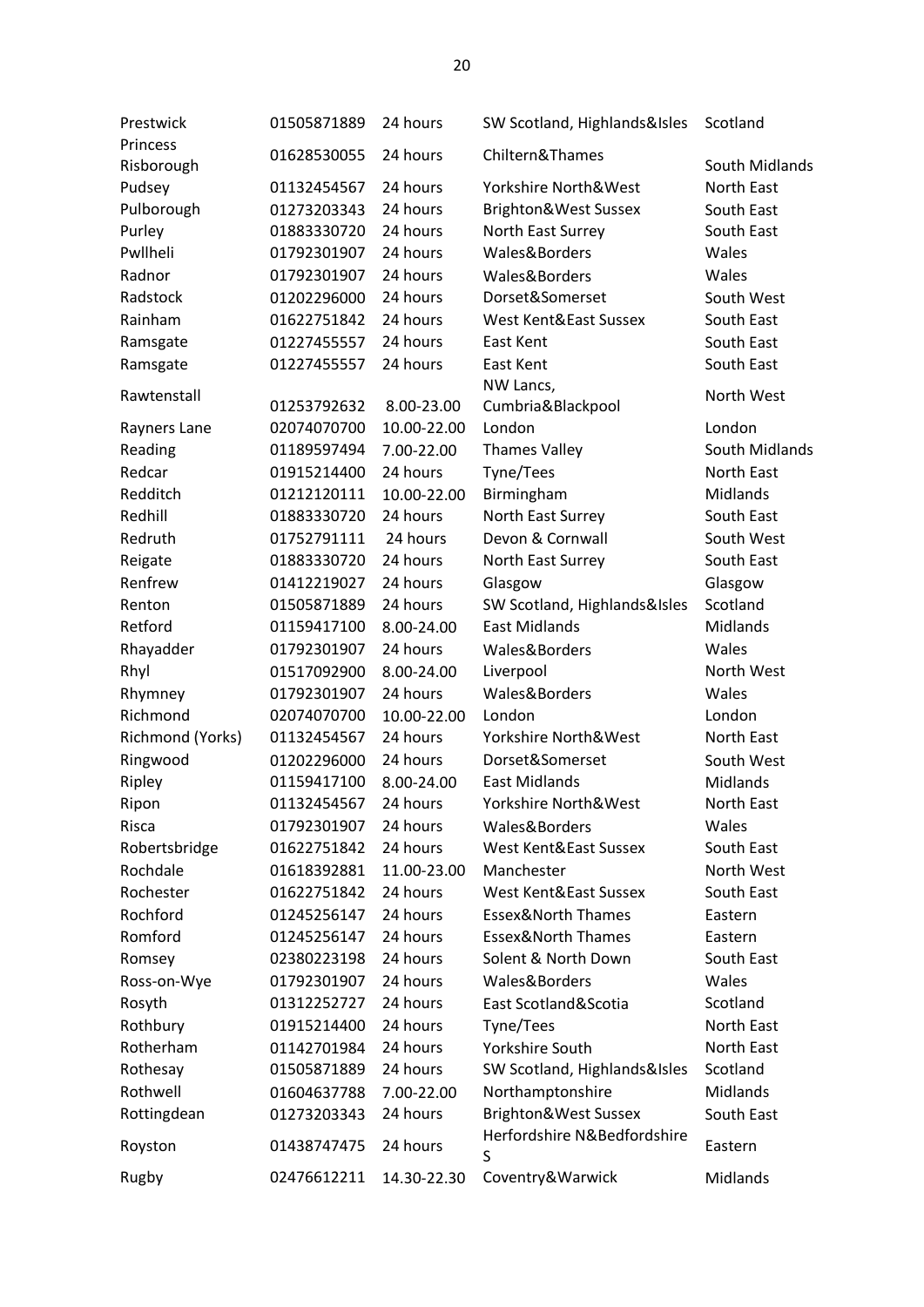| Prestwick | 01505871889 | 24 hours | SW Scotland, Highlands&Isles | Scotland |
|---|---|---|---|---|
| Princess Risborough | 01628530055 | 24 hours | Chiltern&Thames | South Midlands |
| Pudsey | 01132454567 | 24 hours | Yorkshire North&West | North East |
| Pulborough | 01273203343 | 24 hours | Brighton&West Sussex | South East |
| Purley | 01883330720 | 24 hours | North East Surrey | South East |
| Pwllheli | 01792301907 | 24 hours | Wales&Borders | Wales |
| Radnor | 01792301907 | 24 hours | Wales&Borders | Wales |
| Radstock | 01202296000 | 24 hours | Dorset&Somerset | South West |
| Rainham | 01622751842 | 24 hours | West Kent&East Sussex | South East |
| Ramsgate | 01227455557 | 24 hours | East Kent | South East |
| Ramsgate | 01227455557 | 24 hours | East Kent | South East |
| Rawtenstall | 01253792632 | 8.00-23.00 | NW Lancs, Cumbria&Blackpool | North West |
| Rayners Lane | 02074070700 | 10.00-22.00 | London | London |
| Reading | 01189597494 | 7.00-22.00 | Thames Valley | South Midlands |
| Redcar | 01915214400 | 24 hours | Tyne/Tees | North East |
| Redditch | 01212120111 | 10.00-22.00 | Birmingham | Midlands |
| Redhill | 01883330720 | 24 hours | North East Surrey | South East |
| Redruth | 01752791111 | 24 hours | Devon & Cornwall | South West |
| Reigate | 01883330720 | 24 hours | North East Surrey | South East |
| Renfrew | 01412219027 | 24 hours | Glasgow | Glasgow |
| Renton | 01505871889 | 24 hours | SW Scotland, Highlands&Isles | Scotland |
| Retford | 01159417100 | 8.00-24.00 | East Midlands | Midlands |
| Rhayadder | 01792301907 | 24 hours | Wales&Borders | Wales |
| Rhyl | 01517092900 | 8.00-24.00 | Liverpool | North West |
| Rhymney | 01792301907 | 24 hours | Wales&Borders | Wales |
| Richmond | 02074070700 | 10.00-22.00 | London | London |
| Richmond (Yorks) | 01132454567 | 24 hours | Yorkshire North&West | North East |
| Ringwood | 01202296000 | 24 hours | Dorset&Somerset | South West |
| Ripley | 01159417100 | 8.00-24.00 | East Midlands | Midlands |
| Ripon | 01132454567 | 24 hours | Yorkshire North&West | North East |
| Risca | 01792301907 | 24 hours | Wales&Borders | Wales |
| Robertsbridge | 01622751842 | 24 hours | West Kent&East Sussex | South East |
| Rochdale | 01618392881 | 11.00-23.00 | Manchester | North West |
| Rochester | 01622751842 | 24 hours | West Kent&East Sussex | South East |
| Rochford | 01245256147 | 24 hours | Essex&North Thames | Eastern |
| Romford | 01245256147 | 24 hours | Essex&North Thames | Eastern |
| Romsey | 02380223198 | 24 hours | Solent & North Down | South East |
| Ross-on-Wye | 01792301907 | 24 hours | Wales&Borders | Wales |
| Rosyth | 01312252727 | 24 hours | East Scotland&Scotia | Scotland |
| Rothbury | 01915214400 | 24 hours | Tyne/Tees | North East |
| Rotherham | 01142701984 | 24 hours | Yorkshire South | North East |
| Rothesay | 01505871889 | 24 hours | SW Scotland, Highlands&Isles | Scotland |
| Rothwell | 01604637788 | 7.00-22.00 | Northamptonshire | Midlands |
| Rottingdean | 01273203343 | 24 hours | Brighton&West Sussex | South East |
| Royston | 01438747475 | 24 hours | Herfordshire N&Bedfordshire S | Eastern |
| Rugby | 02476612211 | 14.30-22.30 | Coventry&Warwick | Midlands |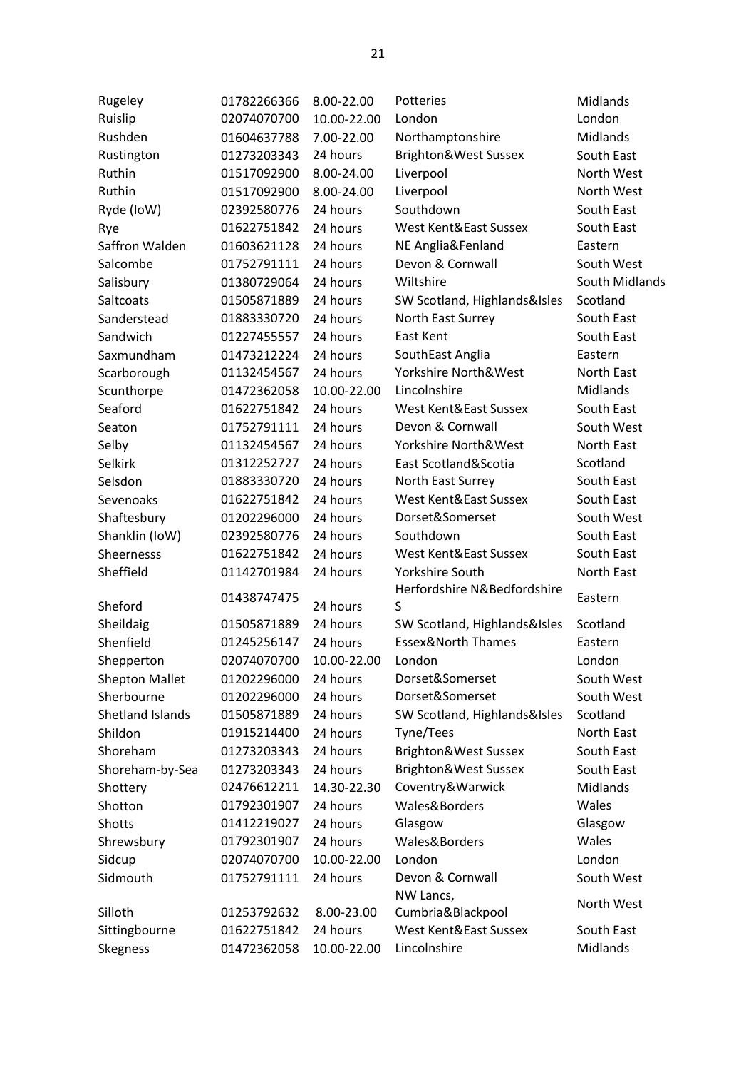| | | | | |
|---|---|---|---|---|
| Rugeley | 01782266366 | 8.00-22.00 | Potteries | Midlands |
| Ruislip | 02074070700 | 10.00-22.00 | London | London |
| Rushden | 01604637788 | 7.00-22.00 | Northamptonshire | Midlands |
| Rustington | 01273203343 | 24 hours | Brighton&West Sussex | South East |
| Ruthin | 01517092900 | 8.00-24.00 | Liverpool | North West |
| Ruthin | 01517092900 | 8.00-24.00 | Liverpool | North West |
| Ryde (IoW) | 02392580776 | 24 hours | Southdown | South East |
| Rye | 01622751842 | 24 hours | West Kent&East Sussex | South East |
| Saffron Walden | 01603621128 | 24 hours | NE Anglia&Fenland | Eastern |
| Salcombe | 01752791111 | 24 hours | Devon & Cornwall | South West |
| Salisbury | 01380729064 | 24 hours | Wiltshire | South Midlands |
| Saltcoats | 01505871889 | 24 hours | SW Scotland, Highlands&Isles | Scotland |
| Sanderstead | 01883330720 | 24 hours | North East Surrey | South East |
| Sandwich | 01227455557 | 24 hours | East Kent | South East |
| Saxmundham | 01473212224 | 24 hours | SouthEast Anglia | Eastern |
| Scarborough | 01132454567 | 24 hours | Yorkshire North&West | North East |
| Scunthorpe | 01472362058 | 10.00-22.00 | Lincolnshire | Midlands |
| Seaford | 01622751842 | 24 hours | West Kent&East Sussex | South East |
| Seaton | 01752791111 | 24 hours | Devon & Cornwall | South West |
| Selby | 01132454567 | 24 hours | Yorkshire North&West | North East |
| Selkirk | 01312252727 | 24 hours | East Scotland&Scotia | Scotland |
| Selsdon | 01883330720 | 24 hours | North East Surrey | South East |
| Sevenoaks | 01622751842 | 24 hours | West Kent&East Sussex | South East |
| Shaftesbury | 01202296000 | 24 hours | Dorset&Somerset | South West |
| Shanklin (IoW) | 02392580776 | 24 hours | Southdown | South East |
| Sheernesss | 01622751842 | 24 hours | West Kent&East Sussex | South East |
| Sheffield | 01142701984 | 24 hours | Yorkshire South | North East |
| Sheford | 01438747475 | 24 hours | Herfordshire N&Bedfordshire S | Eastern |
| Sheildaig | 01505871889 | 24 hours | SW Scotland, Highlands&Isles | Scotland |
| Shenfield | 01245256147 | 24 hours | Essex&North Thames | Eastern |
| Shepperton | 02074070700 | 10.00-22.00 | London | London |
| Shepton Mallet | 01202296000 | 24 hours | Dorset&Somerset | South West |
| Sherbourne | 01202296000 | 24 hours | Dorset&Somerset | South West |
| Shetland Islands | 01505871889 | 24 hours | SW Scotland, Highlands&Isles | Scotland |
| Shildon | 01915214400 | 24 hours | Tyne/Tees | North East |
| Shoreham | 01273203343 | 24 hours | Brighton&West Sussex | South East |
| Shoreham-by-Sea | 01273203343 | 24 hours | Brighton&West Sussex | South East |
| Shottery | 02476612211 | 14.30-22.30 | Coventry&Warwick | Midlands |
| Shotton | 01792301907 | 24 hours | Wales&Borders | Wales |
| Shotts | 01412219027 | 24 hours | Glasgow | Glasgow |
| Shrewsbury | 01792301907 | 24 hours | Wales&Borders | Wales |
| Sidcup | 02074070700 | 10.00-22.00 | London | London |
| Sidmouth | 01752791111 | 24 hours | Devon & Cornwall | South West |
| Silloth | 01253792632 | 8.00-23.00 | NW Lancs, Cumbria&Blackpool | North West |
| Sittingbourne | 01622751842 | 24 hours | West Kent&East Sussex | South East |
| Skegness | 01472362058 | 10.00-22.00 | Lincolnshire | Midlands |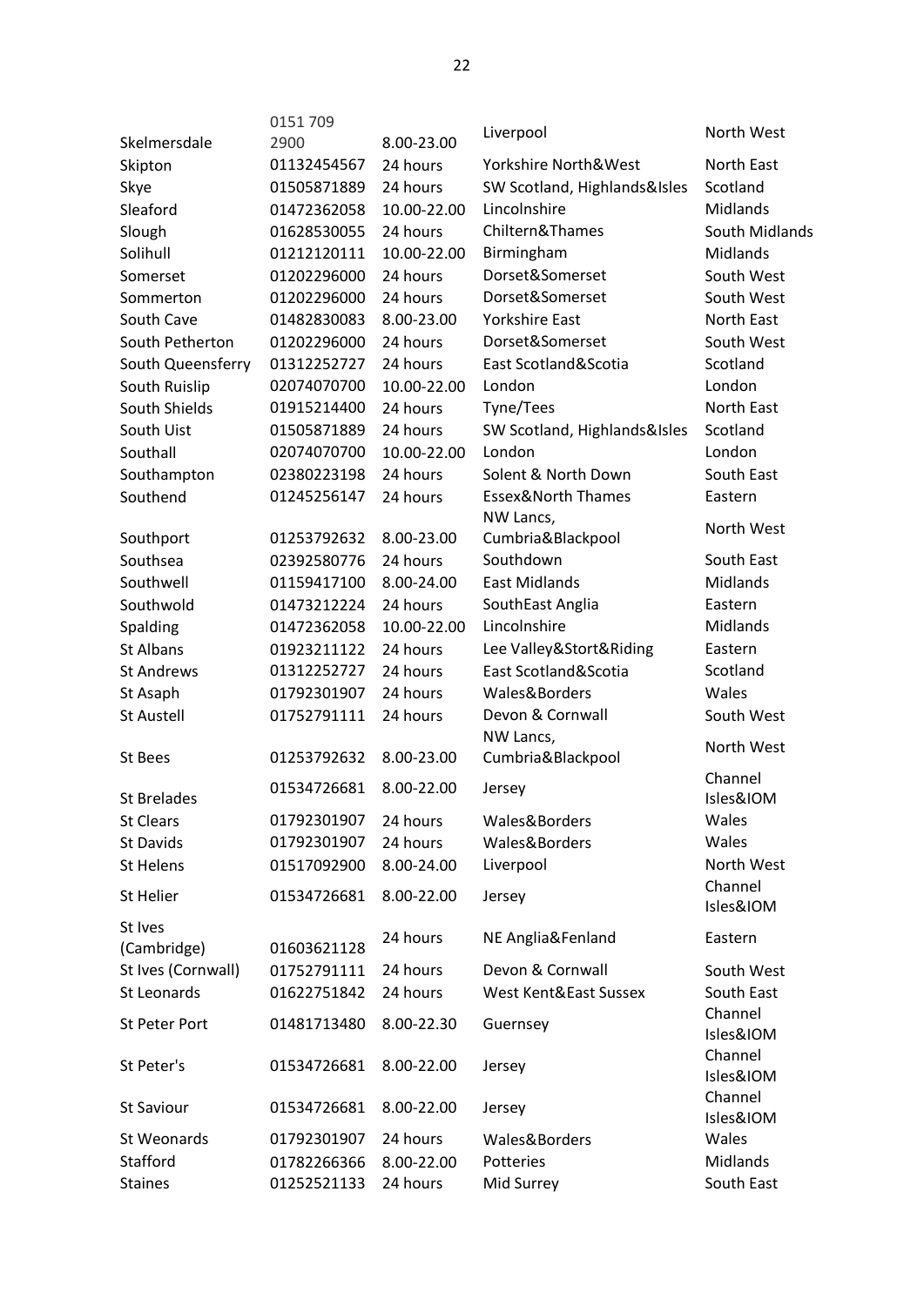| | | | | |
|---|---|---|---|---|
| Skelmersdale | 0151 709 2900 | 8.00-23.00 | Liverpool | North West |
| Skipton | 01132454567 | 24 hours | Yorkshire North&West | North East |
| Skye | 01505871889 | 24 hours | SW Scotland, Highlands&Isles | Scotland |
| Sleaford | 01472362058 | 10.00-22.00 | Lincolnshire | Midlands |
| Slough | 01628530055 | 24 hours | Chiltern&Thames | South Midlands |
| Solihull | 01212120111 | 10.00-22.00 | Birmingham | Midlands |
| Somerset | 01202296000 | 24 hours | Dorset&Somerset | South West |
| Sommerton | 01202296000 | 24 hours | Dorset&Somerset | South West |
| South Cave | 01482830083 | 8.00-23.00 | Yorkshire East | North East |
| South Petherton | 01202296000 | 24 hours | Dorset&Somerset | South West |
| South Queensferry | 01312252727 | 24 hours | East Scotland&Scotia | Scotland |
| South Ruislip | 02074070700 | 10.00-22.00 | London | London |
| South Shields | 01915214400 | 24 hours | Tyne/Tees | North East |
| South Uist | 01505871889 | 24 hours | SW Scotland, Highlands&Isles | Scotland |
| Southall | 02074070700 | 10.00-22.00 | London | London |
| Southampton | 02380223198 | 24 hours | Solent & North Down | South East |
| Southend | 01245256147 | 24 hours | Essex&North Thames | Eastern |
| Southport | 01253792632 | 8.00-23.00 | NW Lancs, Cumbria&Blackpool | North West |
| Southsea | 02392580776 | 24 hours | Southdown | South East |
| Southwell | 01159417100 | 8.00-24.00 | East Midlands | Midlands |
| Southwold | 01473212224 | 24 hours | SouthEast Anglia | Eastern |
| Spalding | 01472362058 | 10.00-22.00 | Lincolnshire | Midlands |
| St Albans | 01923211122 | 24 hours | Lee Valley&Stort&Riding | Eastern |
| St Andrews | 01312252727 | 24 hours | East Scotland&Scotia | Scotland |
| St Asaph | 01792301907 | 24 hours | Wales&Borders | Wales |
| St Austell | 01752791111 | 24 hours | Devon & Cornwall | South West |
| St Bees | 01253792632 | 8.00-23.00 | NW Lancs, Cumbria&Blackpool | North West |
| St Brelades | 01534726681 | 8.00-22.00 | Jersey | Channel Isles&IOM |
| St Clears | 01792301907 | 24 hours | Wales&Borders | Wales |
| St Davids | 01792301907 | 24 hours | Wales&Borders | Wales |
| St Helens | 01517092900 | 8.00-24.00 | Liverpool | North West |
| St Helier | 01534726681 | 8.00-22.00 | Jersey | Channel Isles&IOM |
| St Ives (Cambridge) | 01603621128 | 24 hours | NE Anglia&Fenland | Eastern |
| St Ives (Cornwall) | 01752791111 | 24 hours | Devon & Cornwall | South West |
| St Leonards | 01622751842 | 24 hours | West Kent&East Sussex | South East |
| St Peter Port | 01481713480 | 8.00-22.30 | Guernsey | Channel Isles&IOM |
| St Peter's | 01534726681 | 8.00-22.00 | Jersey | Channel Isles&IOM |
| St Saviour | 01534726681 | 8.00-22.00 | Jersey | Channel Isles&IOM |
| St Weonards | 01792301907 | 24 hours | Wales&Borders | Wales |
| Stafford | 01782266366 | 8.00-22.00 | Potteries | Midlands |
| Staines | 01252521133 | 24 hours | Mid Surrey | South East |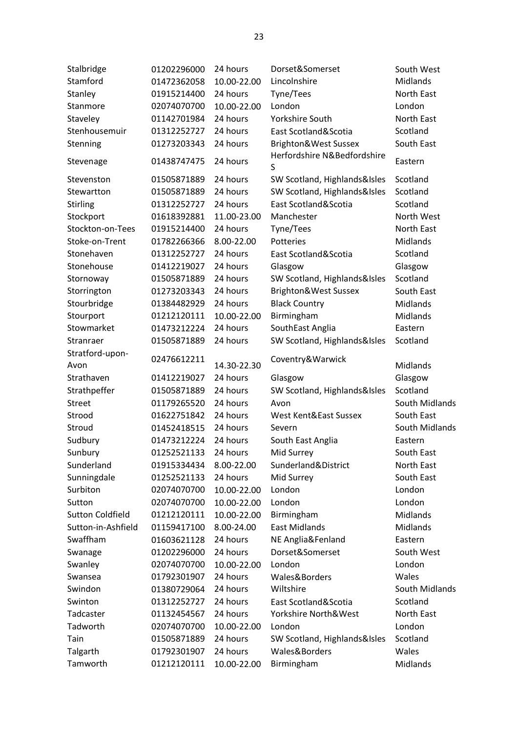| | | | | |
|---|---|---|---|---|
| Stalbridge | 01202296000 | 24 hours | Dorset&Somerset | South West |
| Stamford | 01472362058 | 10.00-22.00 | Lincolnshire | Midlands |
| Stanley | 01915214400 | 24 hours | Tyne/Tees | North East |
| Stanmore | 02074070700 | 10.00-22.00 | London | London |
| Staveley | 01142701984 | 24 hours | Yorkshire South | North East |
| Stenhousemuir | 01312252727 | 24 hours | East Scotland&Scotia | Scotland |
| Stenning | 01273203343 | 24 hours | Brighton&West Sussex | South East |
| Stevenage | 01438747475 | 24 hours | Herfordshire N&Bedfordshire S | Eastern |
| Stevenston | 01505871889 | 24 hours | SW Scotland, Highlands&Isles | Scotland |
| Stewartton | 01505871889 | 24 hours | SW Scotland, Highlands&Isles | Scotland |
| Stirling | 01312252727 | 24 hours | East Scotland&Scotia | Scotland |
| Stockport | 01618392881 | 11.00-23.00 | Manchester | North West |
| Stockton-on-Tees | 01915214400 | 24 hours | Tyne/Tees | North East |
| Stoke-on-Trent | 01782266366 | 8.00-22.00 | Potteries | Midlands |
| Stonehaven | 01312252727 | 24 hours | East Scotland&Scotia | Scotland |
| Stonehouse | 01412219027 | 24 hours | Glasgow | Glasgow |
| Stornoway | 01505871889 | 24 hours | SW Scotland, Highlands&Isles | Scotland |
| Storrington | 01273203343 | 24 hours | Brighton&West Sussex | South East |
| Stourbridge | 01384482929 | 24 hours | Black Country | Midlands |
| Stourport | 01212120111 | 10.00-22.00 | Birmingham | Midlands |
| Stowmarket | 01473212224 | 24 hours | SouthEast Anglia | Eastern |
| Stranraer | 01505871889 | 24 hours | SW Scotland, Highlands&Isles | Scotland |
| Stratford-upon-Avon | 02476612211 | 14.30-22.30 | Coventry&Warwick | Midlands |
| Strathaven | 01412219027 | 24 hours | Glasgow | Glasgow |
| Strathpeffer | 01505871889 | 24 hours | SW Scotland, Highlands&Isles | Scotland |
| Street | 01179265520 | 24 hours | Avon | South Midlands |
| Strood | 01622751842 | 24 hours | West Kent&East Sussex | South East |
| Stroud | 01452418515 | 24 hours | Severn | South Midlands |
| Sudbury | 01473212224 | 24 hours | South East Anglia | Eastern |
| Sunbury | 01252521133 | 24 hours | Mid Surrey | South East |
| Sunderland | 01915334434 | 8.00-22.00 | Sunderland&District | North East |
| Sunningdale | 01252521133 | 24 hours | Mid Surrey | South East |
| Surbiton | 02074070700 | 10.00-22.00 | London | London |
| Sutton | 02074070700 | 10.00-22.00 | London | London |
| Sutton Coldfield | 01212120111 | 10.00-22.00 | Birmingham | Midlands |
| Sutton-in-Ashfield | 01159417100 | 8.00-24.00 | East Midlands | Midlands |
| Swaffham | 01603621128 | 24 hours | NE Anglia&Fenland | Eastern |
| Swanage | 01202296000 | 24 hours | Dorset&Somerset | South West |
| Swanley | 02074070700 | 10.00-22.00 | London | London |
| Swansea | 01792301907 | 24 hours | Wales&Borders | Wales |
| Swindon | 01380729064 | 24 hours | Wiltshire | South Midlands |
| Swinton | 01312252727 | 24 hours | East Scotland&Scotia | Scotland |
| Tadcaster | 01132454567 | 24 hours | Yorkshire North&West | North East |
| Tadworth | 02074070700 | 10.00-22.00 | London | London |
| Tain | 01505871889 | 24 hours | SW Scotland, Highlands&Isles | Scotland |
| Talgarth | 01792301907 | 24 hours | Wales&Borders | Wales |
| Tamworth | 01212120111 | 10.00-22.00 | Birmingham | Midlands |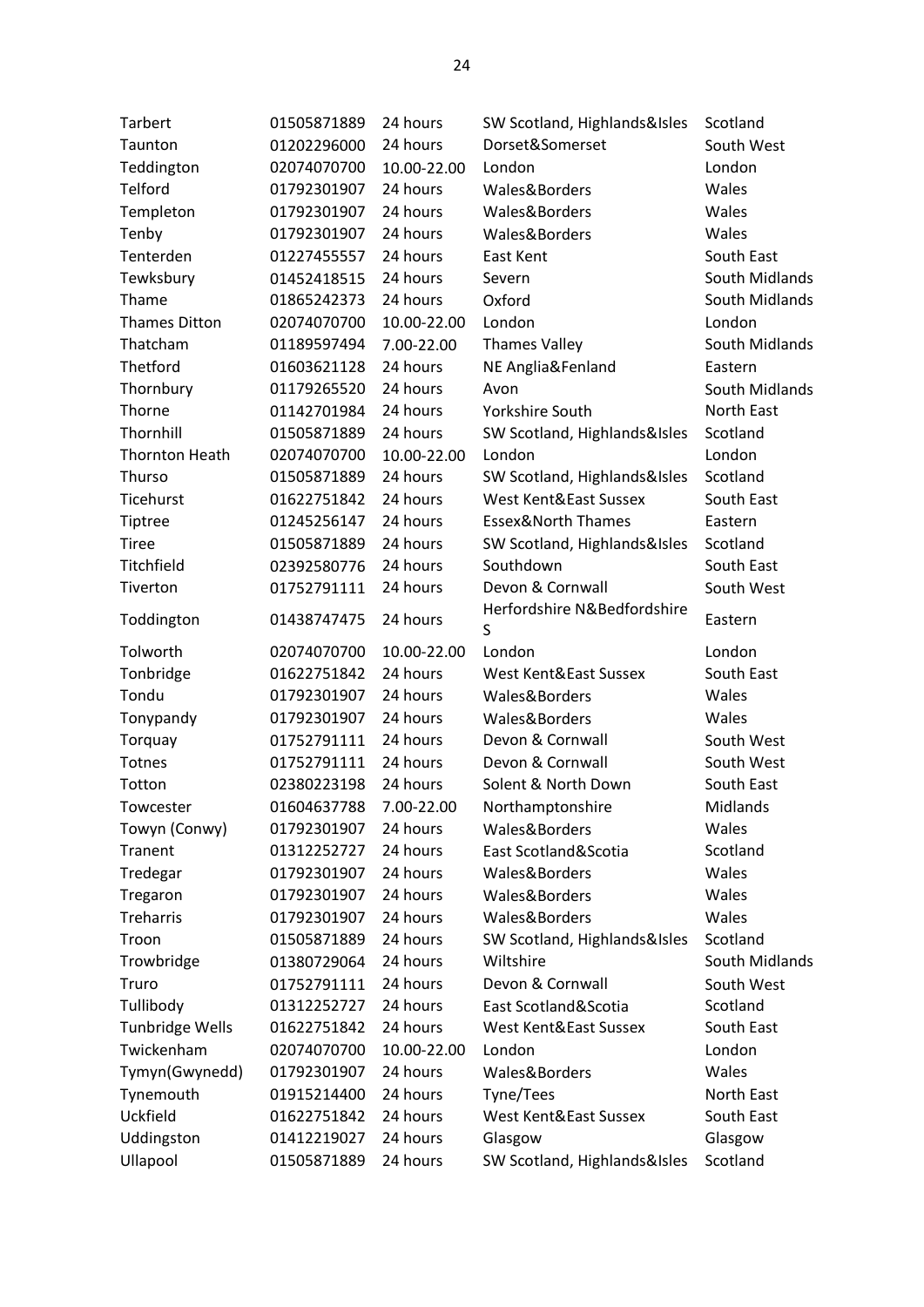| | | | | |
|---|---|---|---|---|
| Tarbert | 01505871889 | 24 hours | SW Scotland, Highlands&Isles | Scotland |
| Taunton | 01202296000 | 24 hours | Dorset&Somerset | South West |
| Teddington | 02074070700 | 10.00-22.00 | London | London |
| Telford | 01792301907 | 24 hours | Wales&Borders | Wales |
| Templeton | 01792301907 | 24 hours | Wales&Borders | Wales |
| Tenby | 01792301907 | 24 hours | Wales&Borders | Wales |
| Tenterden | 01227455557 | 24 hours | East Kent | South East |
| Tewksbury | 01452418515 | 24 hours | Severn | South Midlands |
| Thame | 01865242373 | 24 hours | Oxford | South Midlands |
| Thames Ditton | 02074070700 | 10.00-22.00 | London | London |
| Thatcham | 01189597494 | 7.00-22.00 | Thames Valley | South Midlands |
| Thetford | 01603621128 | 24 hours | NE Anglia&Fenland | Eastern |
| Thornbury | 01179265520 | 24 hours | Avon | South Midlands |
| Thorne | 01142701984 | 24 hours | Yorkshire South | North East |
| Thornhill | 01505871889 | 24 hours | SW Scotland, Highlands&Isles | Scotland |
| Thornton Heath | 02074070700 | 10.00-22.00 | London | London |
| Thurso | 01505871889 | 24 hours | SW Scotland, Highlands&Isles | Scotland |
| Ticehurst | 01622751842 | 24 hours | West Kent&East Sussex | South East |
| Tiptree | 01245256147 | 24 hours | Essex&North Thames | Eastern |
| Tiree | 01505871889 | 24 hours | SW Scotland, Highlands&Isles | Scotland |
| Titchfield | 02392580776 | 24 hours | Southdown | South East |
| Tiverton | 01752791111 | 24 hours | Devon & Cornwall | South West |
| Toddington | 01438747475 | 24 hours | Herfordshire N&Bedfordshire S | Eastern |
| Tolworth | 02074070700 | 10.00-22.00 | London | London |
| Tonbridge | 01622751842 | 24 hours | West Kent&East Sussex | South East |
| Tondu | 01792301907 | 24 hours | Wales&Borders | Wales |
| Tonypandy | 01792301907 | 24 hours | Wales&Borders | Wales |
| Torquay | 01752791111 | 24 hours | Devon & Cornwall | South West |
| Totnes | 01752791111 | 24 hours | Devon & Cornwall | South West |
| Totton | 02380223198 | 24 hours | Solent & North Down | South East |
| Towcester | 01604637788 | 7.00-22.00 | Northamptonshire | Midlands |
| Towyn (Conwy) | 01792301907 | 24 hours | Wales&Borders | Wales |
| Tranent | 01312252727 | 24 hours | East Scotland&Scotia | Scotland |
| Tredegar | 01792301907 | 24 hours | Wales&Borders | Wales |
| Tregaron | 01792301907 | 24 hours | Wales&Borders | Wales |
| Treharris | 01792301907 | 24 hours | Wales&Borders | Wales |
| Troon | 01505871889 | 24 hours | SW Scotland, Highlands&Isles | Scotland |
| Trowbridge | 01380729064 | 24 hours | Wiltshire | South Midlands |
| Truro | 01752791111 | 24 hours | Devon & Cornwall | South West |
| Tullibody | 01312252727 | 24 hours | East Scotland&Scotia | Scotland |
| Tunbridge Wells | 01622751842 | 24 hours | West Kent&East Sussex | South East |
| Twickenham | 02074070700 | 10.00-22.00 | London | London |
| Tymyn(Gwynedd) | 01792301907 | 24 hours | Wales&Borders | Wales |
| Tynemouth | 01915214400 | 24 hours | Tyne/Tees | North East |
| Uckfield | 01622751842 | 24 hours | West Kent&East Sussex | South East |
| Uddingston | 01412219027 | 24 hours | Glasgow | Glasgow |
| Ullapool | 01505871889 | 24 hours | SW Scotland, Highlands&Isles | Scotland |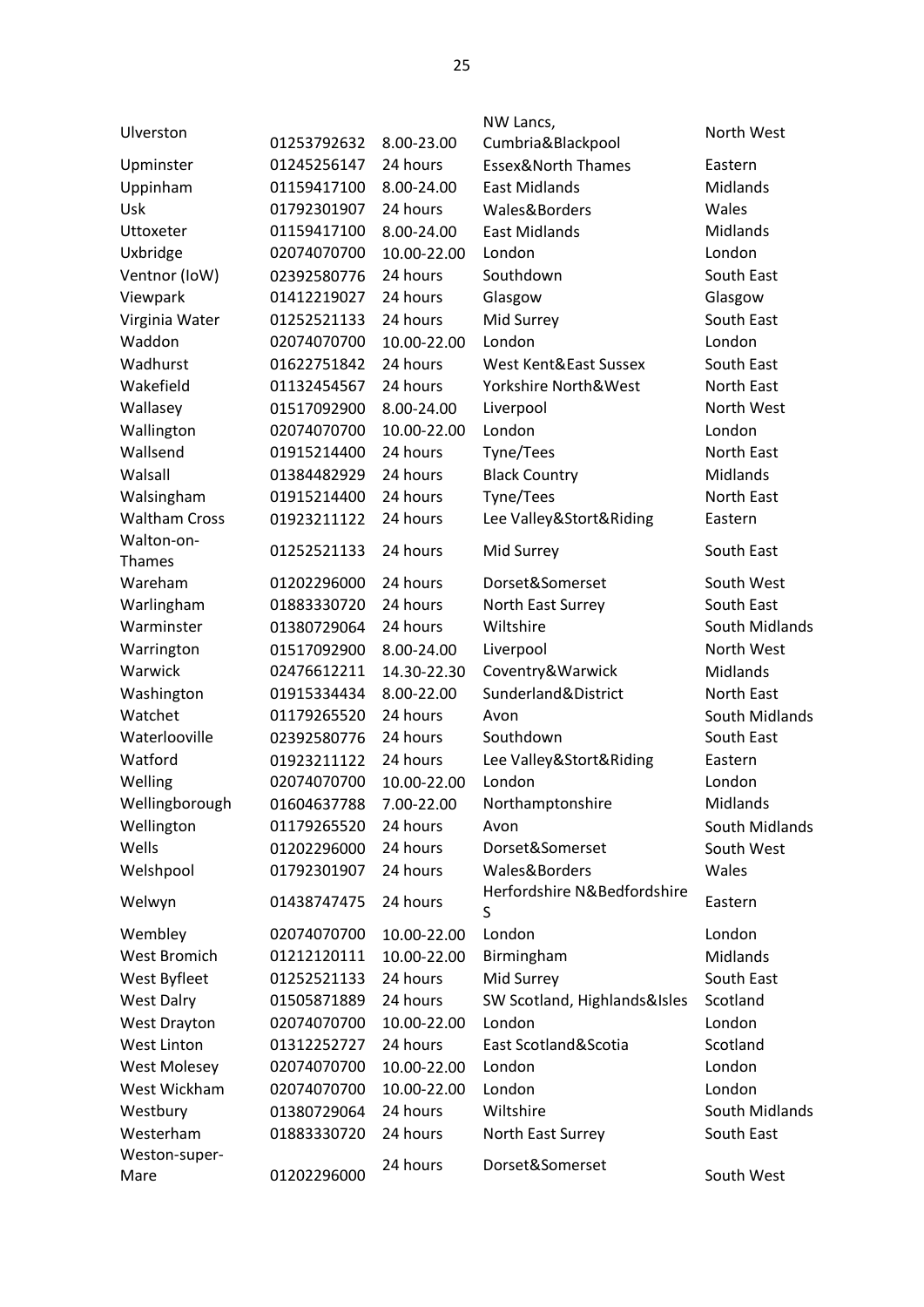| | | | | |
|---|---|---|---|---|
| Ulverston | 01253792632 | 8.00-23.00 | NW Lancs, Cumbria&Blackpool | North West |
| Upminster | 01245256147 | 24 hours | Essex&North Thames | Eastern |
| Uppinham | 01159417100 | 8.00-24.00 | East Midlands | Midlands |
| Usk | 01792301907 | 24 hours | Wales&Borders | Wales |
| Uttoxeter | 01159417100 | 8.00-24.00 | East Midlands | Midlands |
| Uxbridge | 02074070700 | 10.00-22.00 | London | London |
| Ventnor (IoW) | 02392580776 | 24 hours | Southdown | South East |
| Viewpark | 01412219027 | 24 hours | Glasgow | Glasgow |
| Virginia Water | 01252521133 | 24 hours | Mid Surrey | South East |
| Waddon | 02074070700 | 10.00-22.00 | London | London |
| Wadhurst | 01622751842 | 24 hours | West Kent&East Sussex | South East |
| Wakefield | 01132454567 | 24 hours | Yorkshire North&West | North East |
| Wallasey | 01517092900 | 8.00-24.00 | Liverpool | North West |
| Wallington | 02074070700 | 10.00-22.00 | London | London |
| Wallsend | 01915214400 | 24 hours | Tyne/Tees | North East |
| Walsall | 01384482929 | 24 hours | Black Country | Midlands |
| Walsingham | 01915214400 | 24 hours | Tyne/Tees | North East |
| Waltham Cross | 01923211122 | 24 hours | Lee Valley&Stort&Riding | Eastern |
| Walton-on-Thames | 01252521133 | 24 hours | Mid Surrey | South East |
| Wareham | 01202296000 | 24 hours | Dorset&Somerset | South West |
| Warlingham | 01883330720 | 24 hours | North East Surrey | South East |
| Warminster | 01380729064 | 24 hours | Wiltshire | South Midlands |
| Warrington | 01517092900 | 8.00-24.00 | Liverpool | North West |
| Warwick | 02476612211 | 14.30-22.30 | Coventry&Warwick | Midlands |
| Washington | 01915334434 | 8.00-22.00 | Sunderland&District | North East |
| Watchet | 01179265520 | 24 hours | Avon | South Midlands |
| Waterlooville | 02392580776 | 24 hours | Southdown | South East |
| Watford | 01923211122 | 24 hours | Lee Valley&Stort&Riding | Eastern |
| Welling | 02074070700 | 10.00-22.00 | London | London |
| Wellingborough | 01604637788 | 7.00-22.00 | Northamptonshire | Midlands |
| Wellington | 01179265520 | 24 hours | Avon | South Midlands |
| Wells | 01202296000 | 24 hours | Dorset&Somerset | South West |
| Welshpool | 01792301907 | 24 hours | Wales&Borders | Wales |
| Welwyn | 01438747475 | 24 hours | Herfordshire N&Bedfordshire S | Eastern |
| Wembley | 02074070700 | 10.00-22.00 | London | London |
| West Bromich | 01212120111 | 10.00-22.00 | Birmingham | Midlands |
| West Byfleet | 01252521133 | 24 hours | Mid Surrey | South East |
| West Dalry | 01505871889 | 24 hours | SW Scotland, Highlands&Isles | Scotland |
| West Drayton | 02074070700 | 10.00-22.00 | London | London |
| West Linton | 01312252727 | 24 hours | East Scotland&Scotia | Scotland |
| West Molesey | 02074070700 | 10.00-22.00 | London | London |
| West Wickham | 02074070700 | 10.00-22.00 | London | London |
| Westbury | 01380729064 | 24 hours | Wiltshire | South Midlands |
| Westerham | 01883330720 | 24 hours | North East Surrey | South East |
| Weston-super-Mare | 01202296000 | 24 hours | Dorset&Somerset | South West |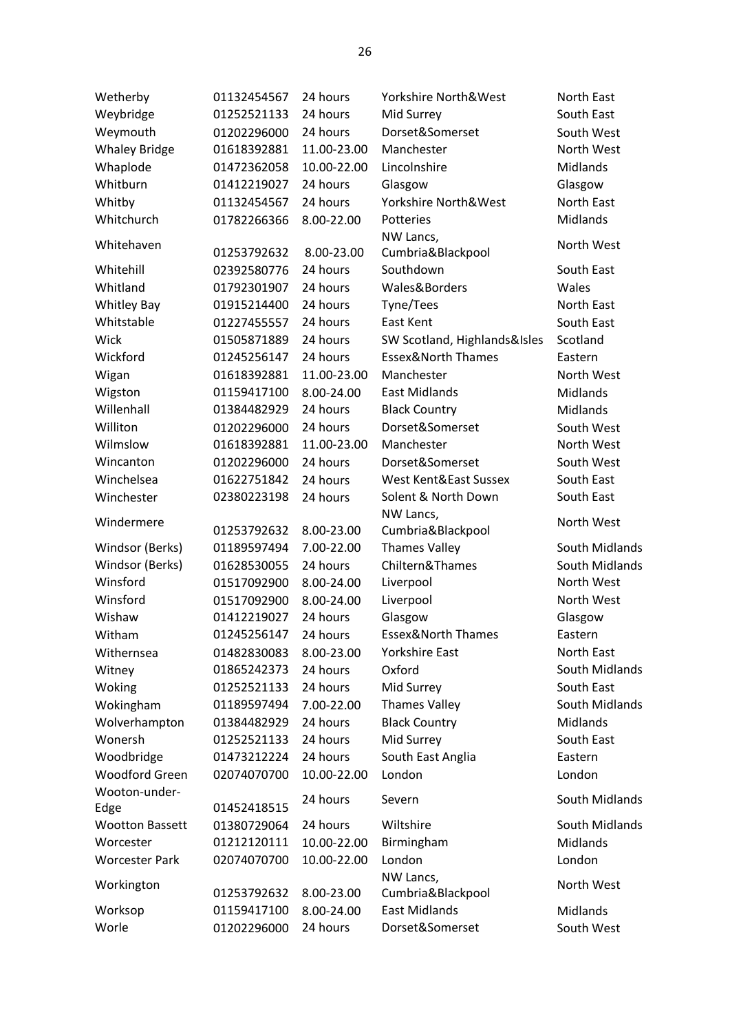| | | | | |
|---|---|---|---|---|
| Wetherby | 01132454567 | 24 hours | Yorkshire North&West | North East |
| Weybridge | 01252521133 | 24 hours | Mid Surrey | South East |
| Weymouth | 01202296000 | 24 hours | Dorset&Somerset | South West |
| Whaley Bridge | 01618392881 | 11.00-23.00 | Manchester | North West |
| Whaplode | 01472362058 | 10.00-22.00 | Lincolnshire | Midlands |
| Whitburn | 01412219027 | 24 hours | Glasgow | Glasgow |
| Whitby | 01132454567 | 24 hours | Yorkshire North&West | North East |
| Whitchurch | 01782266366 | 8.00-22.00 | Potteries | Midlands |
| Whitehaven | 01253792632 | 8.00-23.00 | NW Lancs, Cumbria&Blackpool | North West |
| Whitehill | 02392580776 | 24 hours | Southdown | South East |
| Whitland | 01792301907 | 24 hours | Wales&Borders | Wales |
| Whitley Bay | 01915214400 | 24 hours | Tyne/Tees | North East |
| Whitstable | 01227455557 | 24 hours | East Kent | South East |
| Wick | 01505871889 | 24 hours | SW Scotland, Highlands&Isles | Scotland |
| Wickford | 01245256147 | 24 hours | Essex&North Thames | Eastern |
| Wigan | 01618392881 | 11.00-23.00 | Manchester | North West |
| Wigston | 01159417100 | 8.00-24.00 | East Midlands | Midlands |
| Willenhall | 01384482929 | 24 hours | Black Country | Midlands |
| Williton | 01202296000 | 24 hours | Dorset&Somerset | South West |
| Wilmslow | 01618392881 | 11.00-23.00 | Manchester | North West |
| Wincanton | 01202296000 | 24 hours | Dorset&Somerset | South West |
| Winchelsea | 01622751842 | 24 hours | West Kent&East Sussex | South East |
| Winchester | 02380223198 | 24 hours | Solent & North Down | South East |
| Windermere | 01253792632 | 8.00-23.00 | NW Lancs, Cumbria&Blackpool | North West |
| Windsor (Berks) | 01189597494 | 7.00-22.00 | Thames Valley | South Midlands |
| Windsor (Berks) | 01628530055 | 24 hours | Chiltern&Thames | South Midlands |
| Winsford | 01517092900 | 8.00-24.00 | Liverpool | North West |
| Winsford | 01517092900 | 8.00-24.00 | Liverpool | North West |
| Wishaw | 01412219027 | 24 hours | Glasgow | Glasgow |
| Witham | 01245256147 | 24 hours | Essex&North Thames | Eastern |
| Withernsea | 01482830083 | 8.00-23.00 | Yorkshire East | North East |
| Witney | 01865242373 | 24 hours | Oxford | South Midlands |
| Woking | 01252521133 | 24 hours | Mid Surrey | South East |
| Wokingham | 01189597494 | 7.00-22.00 | Thames Valley | South Midlands |
| Wolverhampton | 01384482929 | 24 hours | Black Country | Midlands |
| Wonersh | 01252521133 | 24 hours | Mid Surrey | South East |
| Woodbridge | 01473212224 | 24 hours | South East Anglia | Eastern |
| Woodford Green | 02074070700 | 10.00-22.00 | London | London |
| Wooton-under-Edge | 01452418515 | 24 hours | Severn | South Midlands |
| Wootton Bassett | 01380729064 | 24 hours | Wiltshire | South Midlands |
| Worcester | 01212120111 | 10.00-22.00 | Birmingham | Midlands |
| Worcester Park | 02074070700 | 10.00-22.00 | London | London |
| Workington | 01253792632 | 8.00-23.00 | NW Lancs, Cumbria&Blackpool | North West |
| Worksop | 01159417100 | 8.00-24.00 | East Midlands | Midlands |
| Worle | 01202296000 | 24 hours | Dorset&Somerset | South West |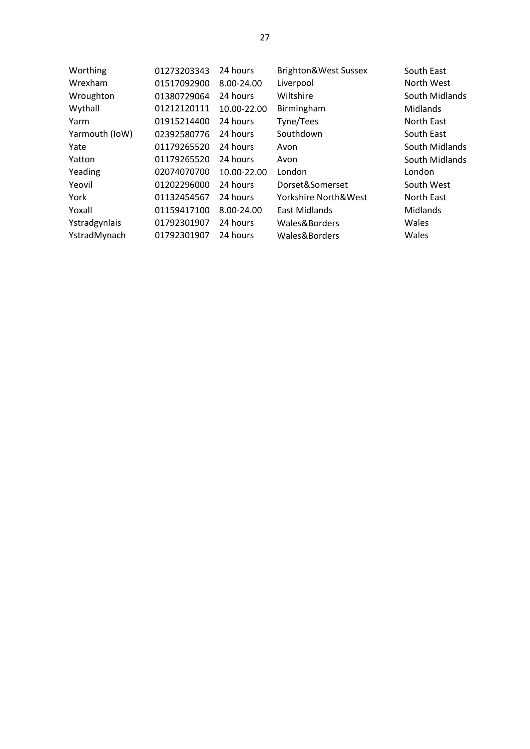| | | | | |
|---|---|---|---|---|
| Worthing | 01273203343 | 24 hours | Brighton&West Sussex | South East |
| Wrexham | 01517092900 | 8.00-24.00 | Liverpool | North West |
| Wroughton | 01380729064 | 24 hours | Wiltshire | South Midlands |
| Wythall | 01212120111 | 10.00-22.00 | Birmingham | Midlands |
| Yarm | 01915214400 | 24 hours | Tyne/Tees | North East |
| Yarmouth (IoW) | 02392580776 | 24 hours | Southdown | South East |
| Yate | 01179265520 | 24 hours | Avon | South Midlands |
| Yatton | 01179265520 | 24 hours | Avon | South Midlands |
| Yeading | 02074070700 | 10.00-22.00 | London | London |
| Yeovil | 01202296000 | 24 hours | Dorset&Somerset | South West |
| York | 01132454567 | 24 hours | Yorkshire North&West | North East |
| Yoxall | 01159417100 | 8.00-24.00 | East Midlands | Midlands |
| Ystradgynlais | 01792301907 | 24 hours | Wales&Borders | Wales |
| YstradMynach | 01792301907 | 24 hours | Wales&Borders | Wales |